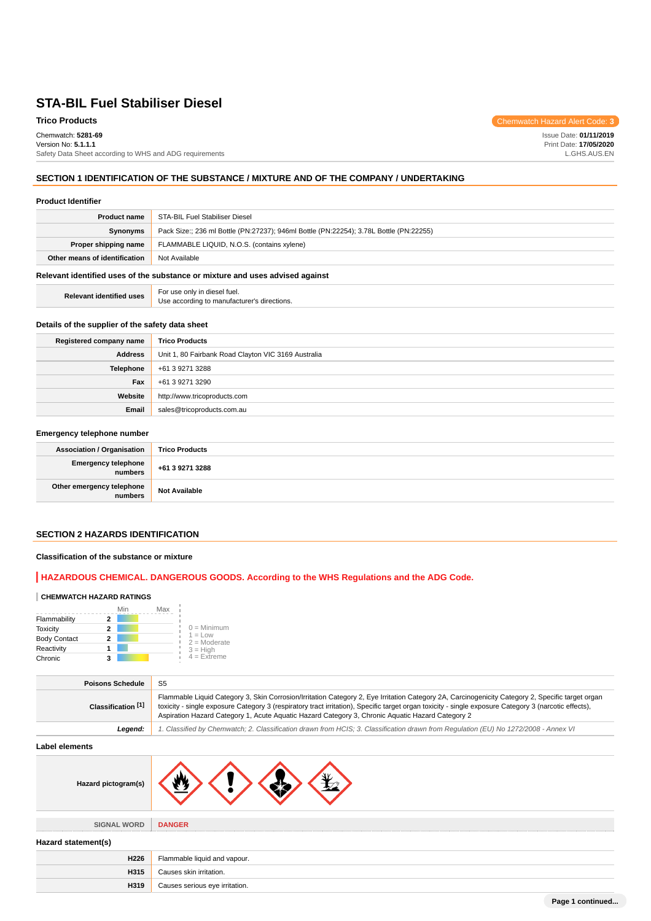# STA-BIL Fuel Stabiliser Diesel

**Trico Products**

Chemwatch Hazard Alert Code: **3**

Chemwatch: **5281-69**
Version No: **5.1.1.1**
Safety Data Sheet according to WHS and ADG requirements

Issue Date: **01/11/2019**
Print Date: **17/05/2020**
L.GHS.AUS.EN

## SECTION 1 IDENTIFICATION OF THE SUBSTANCE / MIXTURE AND OF THE COMPANY / UNDERTAKING

### Product Identifier

| | |
|---|---|
| **Product name** | STA-BIL Fuel Stabiliser Diesel |
| **Synonyms** | Pack Size:; 236 ml Bottle (PN:27237); 946ml Bottle (PN:22254); 3.78L Bottle (PN:22255) |
| **Proper shipping name** | FLAMMABLE LIQUID, N.O.S. (contains xylene) |
| **Other means of identification** | Not Available |

### Relevant identified uses of the substance or mixture and uses advised against

| | |
|---|---|
| **Relevant identified uses** | For use only in diesel fuel.<br>Use according to manufacturer's directions. |

### Details of the supplier of the safety data sheet

| | |
|---|---|
| **Registered company name** | Trico Products |
| **Address** | Unit 1, 80 Fairbank Road Clayton VIC 3169 Australia |
| **Telephone** | +61 3 9271 3288 |
| **Fax** | +61 3 9271 3290 |
| **Website** | http://www.tricoproducts.com |
| **Email** | sales@tricoproducts.com.au |

### Emergency telephone number

| | |
|---|---|
| **Association / Organisation** | **Trico Products** |
| **Emergency telephone numbers** | **+61 3 9271 3288** |
| **Other emergency telephone numbers** | **Not Available** |

## SECTION 2 HAZARDS IDENTIFICATION

### Classification of the substance or mixture

**HAZARDOUS CHEMICAL. DANGEROUS GOODS. According to the WHS Regulations and the ADG Code.**

**CHEMWATCH HAZARD RATINGS**

| | Rating (Min–Max) |
|---|---|
| Flammability | 2 |
| Toxicity | 2 |
| Body Contact | 2 |
| Reactivity | 1 |
| Chronic | 3 |

0 = Minimum
1 = Low
2 = Moderate
3 = High
4 = Extreme

| | |
|---|---|
| **Poisons Schedule** | S5 |
| **Classification [1]** | Flammable Liquid Category 3, Skin Corrosion/Irritation Category 2, Eye Irritation Category 2A, Carcinogenicity Category 2, Specific target organ toxicity - single exposure Category 3 (respiratory tract irritation), Specific target organ toxicity - single exposure Category 3 (narcotic effects), Aspiration Hazard Category 1, Acute Aquatic Hazard Category 3, Chronic Aquatic Hazard Category 2 |
| ***Legend:*** | *1. Classified by Chemwatch; 2. Classification drawn from HCIS; 3. Classification drawn from Regulation (EU) No 1272/2008 - Annex VI* |

### Label elements

| | |
|---|---|
| **Hazard pictogram(s)** | |
| **SIGNAL WORD** | **DANGER** |

### Hazard statement(s)

| | |
|---|---|
| **H226** | Flammable liquid and vapour. |
| **H315** | Causes skin irritation. |
| **H319** | Causes serious eye irritation. |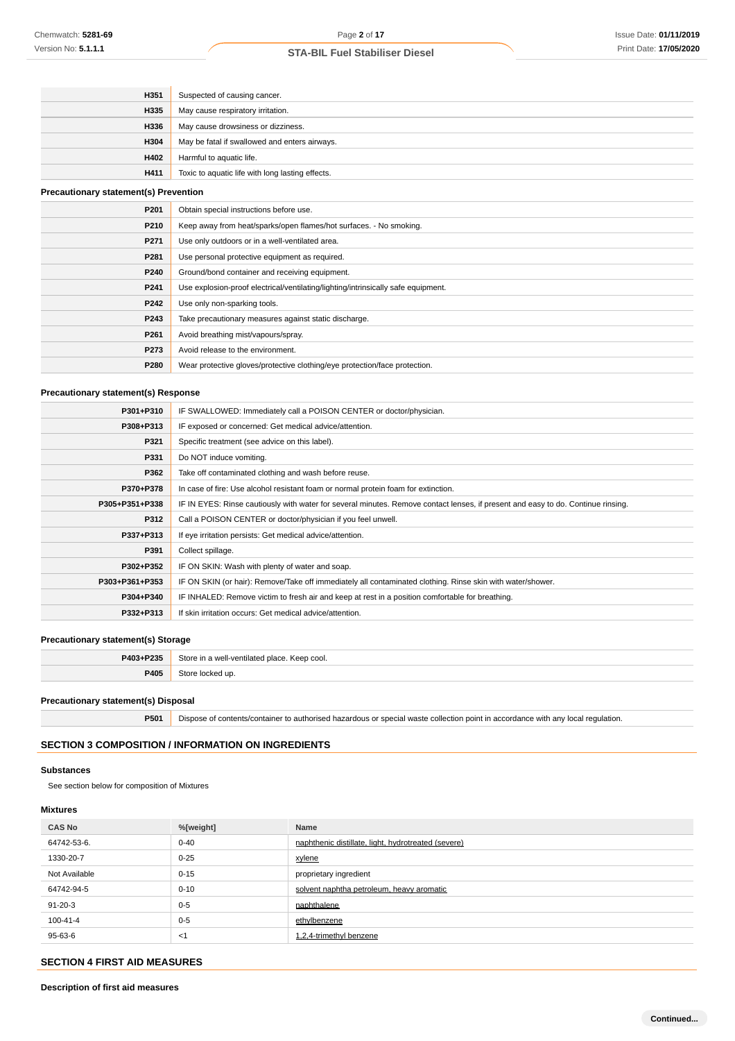| | |
|---|---|
| **H351** | Suspected of causing cancer. |
| **H335** | May cause respiratory irritation. |
| **H336** | May cause drowsiness or dizziness. |
| **H304** | May be fatal if swallowed and enters airways. |
| **H402** | Harmful to aquatic life. |
| **H411** | Toxic to aquatic life with long lasting effects. |

### Precautionary statement(s) Prevention

| | |
|---|---|
| **P201** | Obtain special instructions before use. |
| **P210** | Keep away from heat/sparks/open flames/hot surfaces. - No smoking. |
| **P271** | Use only outdoors or in a well-ventilated area. |
| **P281** | Use personal protective equipment as required. |
| **P240** | Ground/bond container and receiving equipment. |
| **P241** | Use explosion-proof electrical/ventilating/lighting/intrinsically safe equipment. |
| **P242** | Use only non-sparking tools. |
| **P243** | Take precautionary measures against static discharge. |
| **P261** | Avoid breathing mist/vapours/spray. |
| **P273** | Avoid release to the environment. |
| **P280** | Wear protective gloves/protective clothing/eye protection/face protection. |

### Precautionary statement(s) Response

| | |
|---|---|
| **P301+P310** | IF SWALLOWED: Immediately call a POISON CENTER or doctor/physician. |
| **P308+P313** | IF exposed or concerned: Get medical advice/attention. |
| **P321** | Specific treatment (see advice on this label). |
| **P331** | Do NOT induce vomiting. |
| **P362** | Take off contaminated clothing and wash before reuse. |
| **P370+P378** | In case of fire: Use alcohol resistant foam or normal protein foam for extinction. |
| **P305+P351+P338** | IF IN EYES: Rinse cautiously with water for several minutes. Remove contact lenses, if present and easy to do. Continue rinsing. |
| **P312** | Call a POISON CENTER or doctor/physician if you feel unwell. |
| **P337+P313** | If eye irritation persists: Get medical advice/attention. |
| **P391** | Collect spillage. |
| **P302+P352** | IF ON SKIN: Wash with plenty of water and soap. |
| **P303+P361+P353** | IF ON SKIN (or hair): Remove/Take off immediately all contaminated clothing. Rinse skin with water/shower. |
| **P304+P340** | IF INHALED: Remove victim to fresh air and keep at rest in a position comfortable for breathing. |
| **P332+P313** | If skin irritation occurs: Get medical advice/attention. |

### Precautionary statement(s) Storage

| | |
|---|---|
| **P403+P235** | Store in a well-ventilated place. Keep cool. |
| **P405** | Store locked up. |

### Precautionary statement(s) Disposal

| | |
|---|---|
| **P501** | Dispose of contents/container to authorised hazardous or special waste collection point in accordance with any local regulation. |

## SECTION 3 COMPOSITION / INFORMATION ON INGREDIENTS

### Substances

See section below for composition of Mixtures

### Mixtures

| CAS No | %[weight] | Name |
|---|---|---|
| 64742-53-6. | 0-40 | naphthenic distillate, light, hydrotreated (severe) |
| 1330-20-7 | 0-25 | xylene |
| Not Available | 0-15 | proprietary ingredient |
| 64742-94-5 | 0-10 | solvent naphtha petroleum, heavy aromatic |
| 91-20-3 | 0-5 | naphthalene |
| 100-41-4 | 0-5 | ethylbenzene |
| 95-63-6 | <1 | 1,2,4-trimethyl benzene |

## SECTION 4 FIRST AID MEASURES

### Description of first aid measures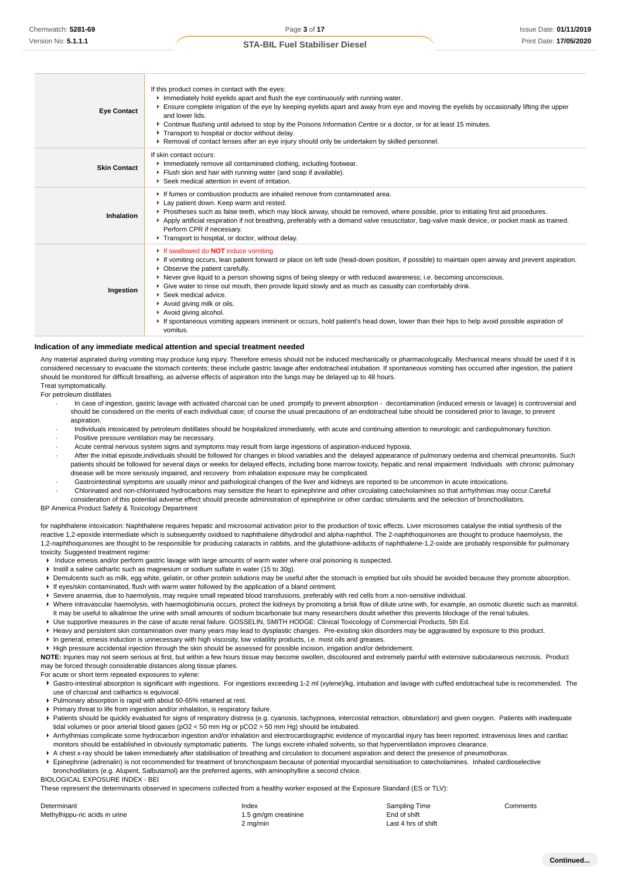| | |
|---|---|
| **Eye Contact** | If this product comes in contact with the eyes:<br>▸ Immediately hold eyelids apart and flush the eye continuously with running water.<br>▸ Ensure complete irrigation of the eye by keeping eyelids apart and away from eye and moving the eyelids by occasionally lifting the upper and lower lids.<br>▸ Continue flushing until advised to stop by the Poisons Information Centre or a doctor, or for at least 15 minutes.<br>▸ Transport to hospital or doctor without delay.<br>▸ Removal of contact lenses after an eye injury should only be undertaken by skilled personnel. |
| **Skin Contact** | If skin contact occurs:<br>▸ Immediately remove all contaminated clothing, including footwear.<br>▸ Flush skin and hair with running water (and soap if available).<br>▸ Seek medical attention in event of irritation. |
| **Inhalation** | ▸ If fumes or combustion products are inhaled remove from contaminated area.<br>▸ Lay patient down. Keep warm and rested.<br>▸ Prostheses such as false teeth, which may block airway, should be removed, where possible, prior to initiating first aid procedures.<br>▸ Apply artificial respiration if not breathing, preferably with a demand valve resuscitator, bag-valve mask device, or pocket mask as trained. Perform CPR if necessary.<br>▸ Transport to hospital, or doctor, without delay. |
| **Ingestion** | ▸ If swallowed do **NOT** induce vomiting.<br>▸ If vomiting occurs, lean patient forward or place on left side (head-down position, if possible) to maintain open airway and prevent aspiration.<br>▸ Observe the patient carefully.<br>▸ Never give liquid to a person showing signs of being sleepy or with reduced awareness; i.e. becoming unconscious.<br>▸ Give water to rinse out mouth, then provide liquid slowly and as much as casualty can comfortably drink.<br>▸ Seek medical advice.<br>▸ Avoid giving milk or oils.<br>▸ Avoid giving alcohol.<br>▸ If spontaneous vomiting appears imminent or occurs, hold patient's head down, lower than their hips to help avoid possible aspiration of vomitus. |

### Indication of any immediate medical attention and special treatment needed

Any material aspirated during vomiting may produce lung injury. Therefore emesis should not be induced mechanically or pharmacologically. Mechanical means should be used if it is considered necessary to evacuate the stomach contents; these include gastric lavage after endotracheal intubation. If spontaneous vomiting has occurred after ingestion, the patient should be monitored for difficult breathing, as adverse effects of aspiration into the lungs may be delayed up to 48 hours.

Treat symptomatically.

For petroleum distillates

- In case of ingestion, gastric lavage with activated charcoal can be used promptly to prevent absorption - decontamination (induced emesis or lavage) is controversial and should be considered on the merits of each individual case; of course the usual precautions of an endotracheal tube should be considered prior to lavage, to prevent aspiration.
- Individuals intoxicated by petroleum distillates should be hospitalized immediately, with acute and continuing attention to neurologic and cardiopulmonary function.
- Positive pressure ventilation may be necessary.
- Acute central nervous system signs and symptoms may result from large ingestions of aspiration-induced hypoxia.
- After the initial episode,individuals should be followed for changes in blood variables and the delayed appearance of pulmonary oedema and chemical pneumonitis. Such patients should be followed for several days or weeks for delayed effects, including bone marrow toxicity, hepatic and renal impairment Individuals with chronic pulmonary disease will be more seriously impaired, and recovery from inhalation exposure may be complicated.
- Gastrointestinal symptoms are usually minor and pathological changes of the liver and kidneys are reported to be uncommon in acute intoxications.
- Chlorinated and non-chlorinated hydrocarbons may sensitize the heart to epinephrine and other circulating catecholamines so that arrhythmias may occur.Careful consideration of this potential adverse effect should precede administration of epinephrine or other cardiac stimulants and the selection of bronchodilators.

BP America Product Safety & Toxicology Department

for naphthalene intoxication: Naphthalene requires hepatic and microsomal activation prior to the production of toxic effects. Liver microsomes catalyse the initial synthesis of the reactive 1,2-epoxide intermediate which is subsequently oxidised to naphthalene dihydrodiol and alpha-naphthol. The 2-naphthoquinones are thought to produce haemolysis, the 1,2-naphthoquinones are thought to be responsible for producing cataracts in rabbits, and the glutathione-adducts of naphthalene-1,2-oxide are probably responsible for pulmonary toxicity. Suggested treatment regime:

- Induce emesis and/or perform gastric lavage with large amounts of warm water where oral poisoning is suspected.
- Instill a saline cathartic such as magnesium or sodium sulfate in water (15 to 30g).
- Demulcents such as milk, egg white, gelatin, or other protein solutions may be useful after the stomach is emptied but oils should be avoided because they promote absorption.
- If eyes/skin contaminated, flush with warm water followed by the application of a bland ointment.
- Severe anaemia, due to haemolysis, may require small repeated blood transfusions, preferably with red cells from a non-sensitive individual.
- Where intravascular haemolysis, with haemoglobinuria occurs, protect the kidneys by promoting a brisk flow of dilute urine with, for example, an osmotic diuretic such as mannitol. It may be useful to alkalinise the urine with small amounts of sodium bicarbonate but many researchers doubt whether this prevents blockage of the renal tubules.
- Use supportive measures in the case of acute renal failure. GOSSELIN, SMITH HODGE: Clinical Toxicology of Commercial Products, 5th Ed.
- Heavy and persistent skin contamination over many years may lead to dysplastic changes. Pre-existing skin disorders may be aggravated by exposure to this product.
- In general, emesis induction is unnecessary with high viscosity, low volatility products, i.e. most oils and greases.
- High pressure accidental injection through the skin should be assessed for possible incision, irrigation and/or debridement.

**NOTE:** Injuries may not seem serious at first, but within a few hours tissue may become swollen, discoloured and extremely painful with extensive subcutaneous necrosis. Product may be forced through considerable distances along tissue planes.

For acute or short term repeated exposures to xylene:

- Gastro-intestinal absorption is significant with ingestions. For ingestions exceeding 1-2 ml (xylene)/kg, intubation and lavage with cuffed endotracheal tube is recommended. The use of charcoal and cathartics is equivocal.
- Pulmonary absorption is rapid with about 60-65% retained at rest.
- Primary threat to life from ingestion and/or inhalation, is respiratory failure.
- Patients should be quickly evaluated for signs of respiratory distress (e.g. cyanosis, tachypnoea, intercostal retraction, obtundation) and given oxygen. Patients with inadequate tidal volumes or poor arterial blood gases ($pO_2$ < 50 mm Hg or $pCO_2$ > 50 mm Hg) should be intubated.
- Arrhythmias complicate some hydrocarbon ingestion and/or inhalation and electrocardiographic evidence of myocardial injury has been reported; intravenous lines and cardiac monitors should be established in obviously symptomatic patients. The lungs excrete inhaled solvents, so that hyperventilation improves clearance.
- A chest x-ray should be taken immediately after stabilisation of breathing and circulation to document aspiration and detect the presence of pneumothorax.
- Epinephrine (adrenalin) is not recommended for treatment of bronchospasm because of potential myocardial sensitisation to catecholamines. Inhaled cardioselective bronchodilators (e.g. Alupent, Salbutamol) are the preferred agents, with aminophylline a second choice.

BIOLOGICAL EXPOSURE INDEX - BEI

These represent the determinants observed in specimens collected from a healthy worker exposed at the Exposure Standard (ES or TLV):

| Determinant | Index | Sampling Time | Comments |
|---|---|---|---|
| Methylhippu-ric acids in urine | 1.5 gm/gm creatinine | End of shift | |
| | 2 mg/min | Last 4 hrs of shift | |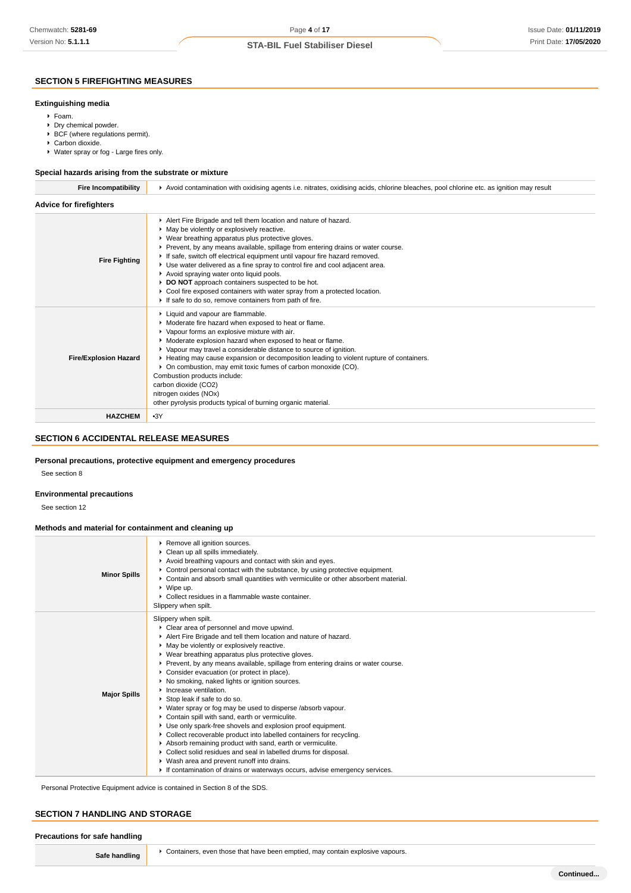## SECTION 5 FIREFIGHTING MEASURES

### Extinguishing media

- Foam.
- Dry chemical powder.
- BCF (where regulations permit).
- Carbon dioxide.
- Water spray or fog - Large fires only.

### Special hazards arising from the substrate or mixture

| | |
|---|---|
| **Fire Incompatibility** | Avoid contamination with oxidising agents i.e. nitrates, oxidising acids, chlorine bleaches, pool chlorine etc. as ignition may result |

### Advice for firefighters

| | |
|---|---|
| **Fire Fighting** | • Alert Fire Brigade and tell them location and nature of hazard.<br>• May be violently or explosively reactive.<br>• Wear breathing apparatus plus protective gloves.<br>• Prevent, by any means available, spillage from entering drains or water course.<br>• If safe, switch off electrical equipment until vapour fire hazard removed.<br>• Use water delivered as a fine spray to control fire and cool adjacent area.<br>• Avoid spraying water onto liquid pools.<br>• **DO NOT** approach containers suspected to be hot.<br>• Cool fire exposed containers with water spray from a protected location.<br>• If safe to do so, remove containers from path of fire. |
| **Fire/Explosion Hazard** | • Liquid and vapour are flammable.<br>• Moderate fire hazard when exposed to heat or flame.<br>• Vapour forms an explosive mixture with air.<br>• Moderate explosion hazard when exposed to heat or flame.<br>• Vapour may travel a considerable distance to source of ignition.<br>• Heating may cause expansion or decomposition leading to violent rupture of containers.<br>• On combustion, may emit toxic fumes of carbon monoxide (CO).<br>Combustion products include:<br>carbon dioxide ($CO_2$)<br>nitrogen oxides ($NO_x$)<br>other pyrolysis products typical of burning organic material. |
| **HAZCHEM** | •3Y |

## SECTION 6 ACCIDENTAL RELEASE MEASURES

### Personal precautions, protective equipment and emergency procedures

See section 8

### Environmental precautions

See section 12

### Methods and material for containment and cleaning up

| | |
|---|---|
| **Minor Spills** | • Remove all ignition sources.<br>• Clean up all spills immediately.<br>• Avoid breathing vapours and contact with skin and eyes.<br>• Control personal contact with the substance, by using protective equipment.<br>• Contain and absorb small quantities with vermiculite or other absorbent material.<br>• Wipe up.<br>• Collect residues in a flammable waste container.<br>Slippery when spilt. |
| **Major Spills** | Slippery when spilt.<br>• Clear area of personnel and move upwind.<br>• Alert Fire Brigade and tell them location and nature of hazard.<br>• May be violently or explosively reactive.<br>• Wear breathing apparatus plus protective gloves.<br>• Prevent, by any means available, spillage from entering drains or water course.<br>• Consider evacuation (or protect in place).<br>• No smoking, naked lights or ignition sources.<br>• Increase ventilation.<br>• Stop leak if safe to do so.<br>• Water spray or fog may be used to disperse /absorb vapour.<br>• Contain spill with sand, earth or vermiculite.<br>• Use only spark-free shovels and explosion proof equipment.<br>• Collect recoverable product into labelled containers for recycling.<br>• Absorb remaining product with sand, earth or vermiculite.<br>• Collect solid residues and seal in labelled drums for disposal.<br>• Wash area and prevent runoff into drains.<br>• If contamination of drains or waterways occurs, advise emergency services. |

Personal Protective Equipment advice is contained in Section 8 of the SDS.

## SECTION 7 HANDLING AND STORAGE

### Precautions for safe handling

| | |
|---|---|
| **Safe handling** | • Containers, even those that have been emptied, may contain explosive vapours. |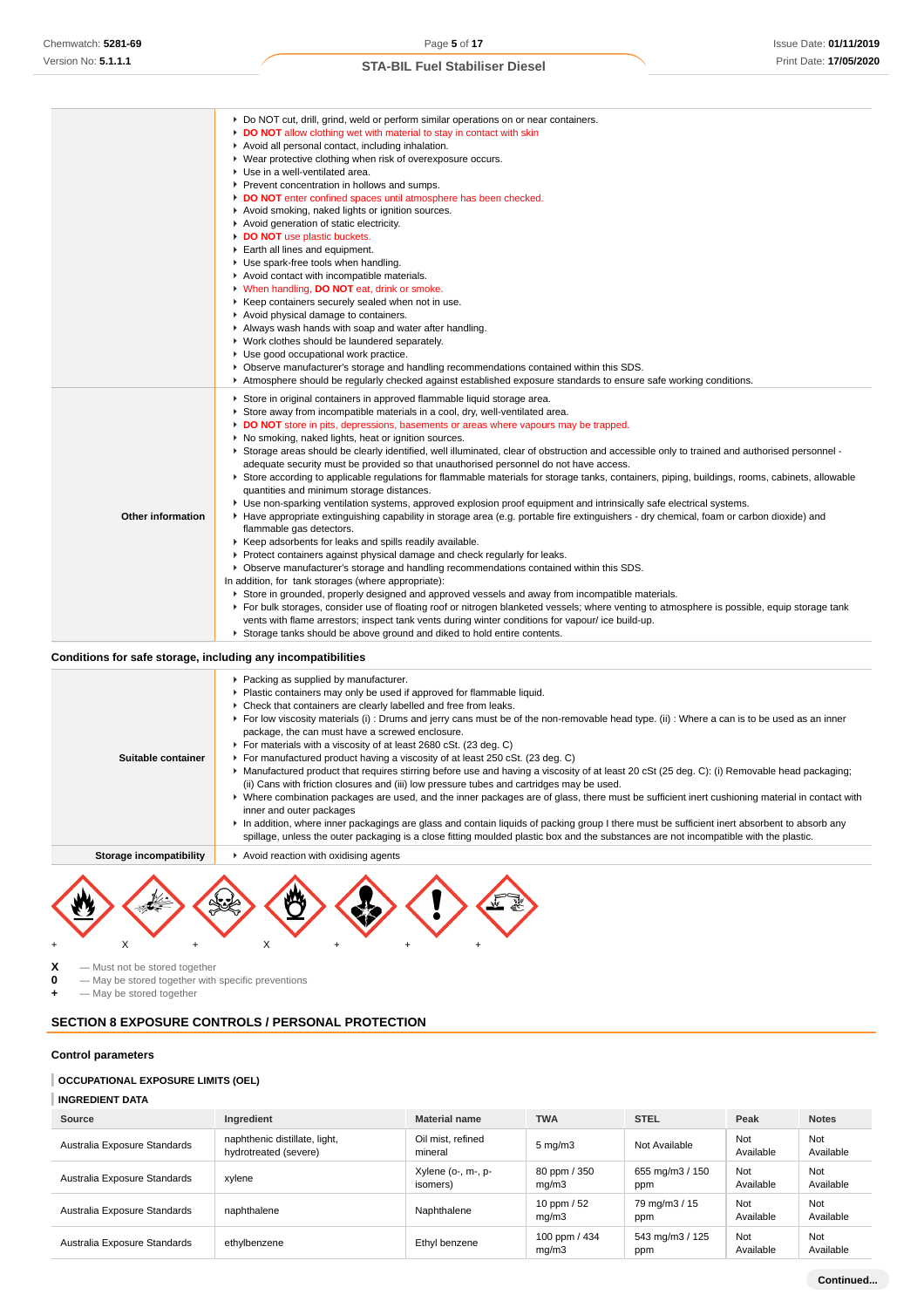| | |
|---|---|
| | ▸ Do NOT cut, drill, grind, weld or perform similar operations on or near containers.<br>▸ **DO NOT** allow clothing wet with material to stay in contact with skin<br>▸ Avoid all personal contact, including inhalation.<br>▸ Wear protective clothing when risk of overexposure occurs.<br>▸ Use in a well-ventilated area.<br>▸ Prevent concentration in hollows and sumps.<br>▸ **DO NOT** enter confined spaces until atmosphere has been checked.<br>▸ Avoid smoking, naked lights or ignition sources.<br>▸ Avoid generation of static electricity.<br>▸ **DO NOT** use plastic buckets.<br>▸ Earth all lines and equipment.<br>▸ Use spark-free tools when handling.<br>▸ Avoid contact with incompatible materials.<br>▸ When handling, **DO NOT** eat, drink or smoke.<br>▸ Keep containers securely sealed when not in use.<br>▸ Avoid physical damage to containers.<br>▸ Always wash hands with soap and water after handling.<br>▸ Work clothes should be laundered separately.<br>▸ Use good occupational work practice.<br>▸ Observe manufacturer's storage and handling recommendations contained within this SDS.<br>▸ Atmosphere should be regularly checked against established exposure standards to ensure safe working conditions. |
| **Other information** | ▸ Store in original containers in approved flammable liquid storage area.<br>▸ Store away from incompatible materials in a cool, dry, well-ventilated area.<br>▸ **DO NOT** store in pits, depressions, basements or areas where vapours may be trapped.<br>▸ No smoking, naked lights, heat or ignition sources.<br>▸ Storage areas should be clearly identified, well illuminated, clear of obstruction and accessible only to trained and authorised personnel - adequate security must be provided so that unauthorised personnel do not have access.<br>▸ Store according to applicable regulations for flammable materials for storage tanks, containers, piping, buildings, rooms, cabinets, allowable quantities and minimum storage distances.<br>▸ Use non-sparking ventilation systems, approved explosion proof equipment and intrinsically safe electrical systems.<br>▸ Have appropriate extinguishing capability in storage area (e.g. portable fire extinguishers - dry chemical, foam or carbon dioxide) and flammable gas detectors.<br>▸ Keep adsorbents for leaks and spills readily available.<br>▸ Protect containers against physical damage and check regularly for leaks.<br>▸ Observe manufacturer's storage and handling recommendations contained within this SDS.<br>In addition, for tank storages (where appropriate):<br>▸ Store in grounded, properly designed and approved vessels and away from incompatible materials.<br>▸ For bulk storages, consider use of floating roof or nitrogen blanketed vessels; where venting to atmosphere is possible, equip storage tank vents with flame arrestors; inspect tank vents during winter conditions for vapour/ ice build-up.<br>▸ Storage tanks should be above ground and diked to hold entire contents. |

**Conditions for safe storage, including any incompatibilities**

| | |
|---|---|
| **Suitable container** | ▸ Packing as supplied by manufacturer.<br>▸ Plastic containers may only be used if approved for flammable liquid.<br>▸ Check that containers are clearly labelled and free from leaks.<br>▸ For low viscosity materials (i) : Drums and jerry cans must be of the non-removable head type. (ii) : Where a can is to be used as an inner package, the can must have a screwed enclosure.<br>▸ For materials with a viscosity of at least 2680 cSt. (23 deg. C)<br>▸ For manufactured product having a viscosity of at least 250 cSt. (23 deg. C)<br>▸ Manufactured product that requires stirring before use and having a viscosity of at least 20 cSt (25 deg. C): (i) Removable head packaging; (ii) Cans with friction closures and (iii) low pressure tubes and cartridges may be used.<br>▸ Where combination packages are used, and the inner packages are of glass, there must be sufficient inert cushioning material in contact with inner and outer packages<br>▸ In addition, where inner packagings are glass and contain liquids of packing group I there must be sufficient inert absorbent to absorb any spillage, unless the outer packaging is a close fitting moulded plastic box and the substances are not incompatible with the plastic. |
| **Storage incompatibility** | ▸ Avoid reaction with oxidising agents |

+ X + X + + +

**X** — Must not be stored together
**0** — May be stored together with specific preventions
**+** — May be stored together

## SECTION 8 EXPOSURE CONTROLS / PERSONAL PROTECTION

### Control parameters

**OCCUPATIONAL EXPOSURE LIMITS (OEL)**

**INGREDIENT DATA**

| Source | Ingredient | Material name | TWA | STEL | Peak | Notes |
|---|---|---|---|---|---|---|
| Australia Exposure Standards | naphthenic distillate, light, hydrotreated (severe) | Oil mist, refined mineral | 5 mg/m3 | Not Available | Not Available | Not Available |
| Australia Exposure Standards | xylene | Xylene (o-, m-, p- isomers) | 80 ppm / 350 mg/m3 | 655 mg/m3 / 150 ppm | Not Available | Not Available |
| Australia Exposure Standards | naphthalene | Naphthalene | 10 ppm / 52 mg/m3 | 79 mg/m3 / 15 ppm | Not Available | Not Available |
| Australia Exposure Standards | ethylbenzene | Ethyl benzene | 100 ppm / 434 mg/m3 | 543 mg/m3 / 125 ppm | Not Available | Not Available |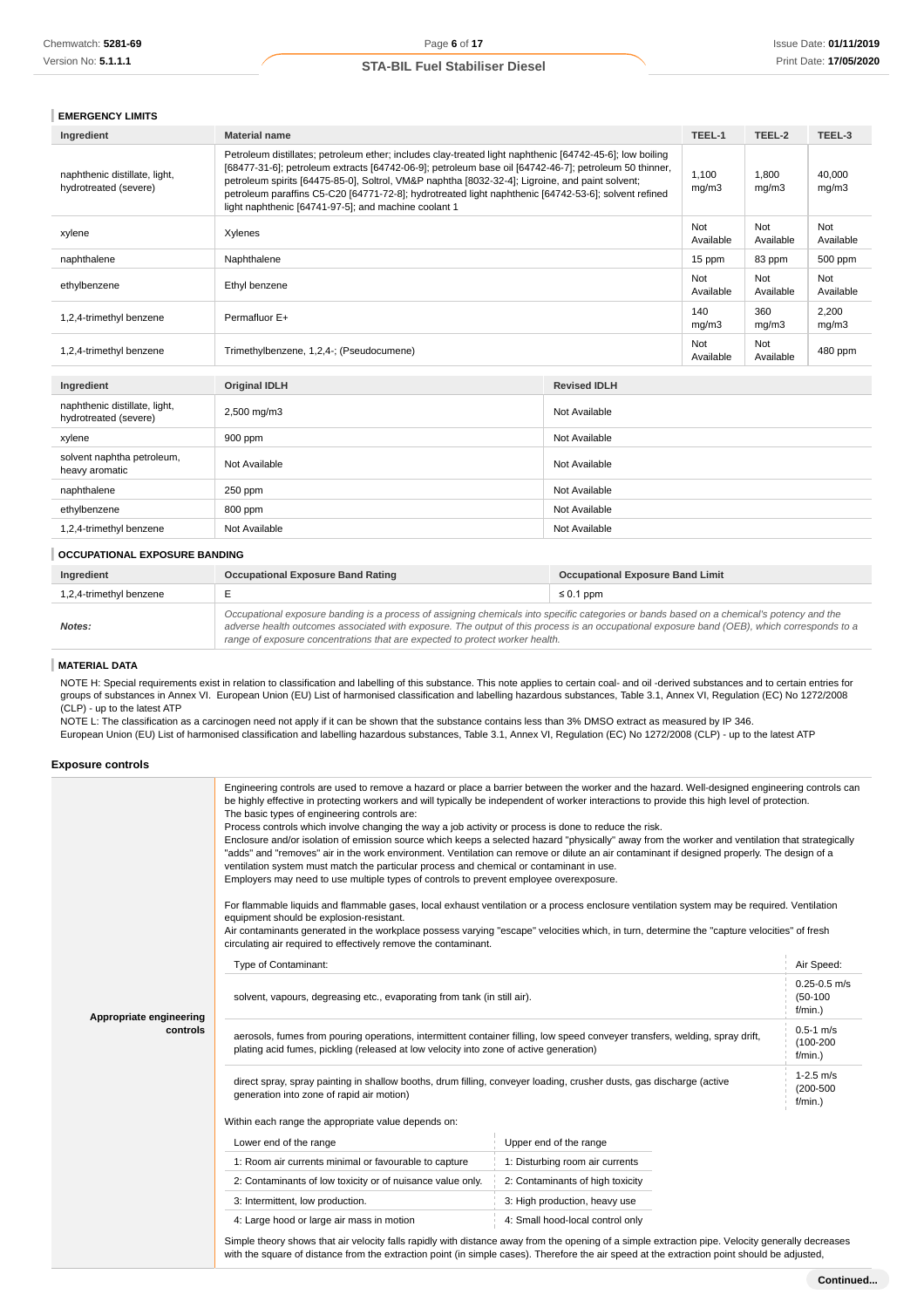### EMERGENCY LIMITS

| Ingredient | Material name | TEEL-1 | TEEL-2 | TEEL-3 |
|---|---|---|---|---|
| naphthenic distillate, light, hydrotreated (severe) | Petroleum distillates; petroleum ether; includes clay-treated light naphthenic [64742-45-6]; low boiling [68477-31-6]; petroleum extracts [64742-06-9]; petroleum base oil [64742-46-7]; petroleum 50 thinner, petroleum spirits [64475-85-0], Soltrol, VM&P naphtha [8032-32-4]; Ligroine, and paint solvent; petroleum paraffins C5-C20 [64771-72-8]; hydrotreated light naphthenic [64742-53-6]; solvent refined light naphthenic [64741-97-5]; and machine coolant 1 | 1,100 mg/m3 | 1,800 mg/m3 | 40,000 mg/m3 |
| xylene | Xylenes | Not Available | Not Available | Not Available |
| naphthalene | Naphthalene | 15 ppm | 83 ppm | 500 ppm |
| ethylbenzene | Ethyl benzene | Not Available | Not Available | Not Available |
| 1,2,4-trimethyl benzene | Permafluor E+ | 140 mg/m3 | 360 mg/m3 | 2,200 mg/m3 |
| 1,2,4-trimethyl benzene | Trimethylbenzene, 1,2,4-; (Pseudocumene) | Not Available | Not Available | 480 ppm |

| Ingredient | Original IDLH | Revised IDLH |
|---|---|---|
| naphthenic distillate, light, hydrotreated (severe) | 2,500 mg/m3 | Not Available |
| xylene | 900 ppm | Not Available |
| solvent naphtha petroleum, heavy aromatic | Not Available | Not Available |
| naphthalene | 250 ppm | Not Available |
| ethylbenzene | 800 ppm | Not Available |
| 1,2,4-trimethyl benzene | Not Available | Not Available |

### OCCUPATIONAL EXPOSURE BANDING

| Ingredient | Occupational Exposure Band Rating | Occupational Exposure Band Limit |
|---|---|---|
| 1,2,4-trimethyl benzene | E | ≤ 0.1 ppm |
| ***Notes:*** | *Occupational exposure banding is a process of assigning chemicals into specific categories or bands based on a chemical's potency and the adverse health outcomes associated with exposure. The output of this process is an occupational exposure band (OEB), which corresponds to a range of exposure concentrations that are expected to protect worker health.* | |

### MATERIAL DATA

NOTE H: Special requirements exist in relation to classification and labelling of this substance. This note applies to certain coal- and oil -derived substances and to certain entries for groups of substances in Annex VI. European Union (EU) List of harmonised classification and labelling hazardous substances, Table 3.1, Annex VI, Regulation (EC) No 1272/2008 (CLP) - up to the latest ATP
NOTE L: The classification as a carcinogen need not apply if it can be shown that the substance contains less than 3% DMSO extract as measured by IP 346.
European Union (EU) List of harmonised classification and labelling hazardous substances, Table 3.1, Annex VI, Regulation (EC) No 1272/2008 (CLP) - up to the latest ATP

### Exposure controls

**Appropriate engineering controls**

Engineering controls are used to remove a hazard or place a barrier between the worker and the hazard. Well-designed engineering controls can be highly effective in protecting workers and will typically be independent of worker interactions to provide this high level of protection.
The basic types of engineering controls are:
Process controls which involve changing the way a job activity or process is done to reduce the risk.
Enclosure and/or isolation of emission source which keeps a selected hazard "physically" away from the worker and ventilation that strategically "adds" and "removes" air in the work environment. Ventilation can remove or dilute an air contaminant if designed properly. The design of a ventilation system must match the particular process and chemical or contaminant in use.
Employers may need to use multiple types of controls to prevent employee overexposure.

For flammable liquids and flammable gases, local exhaust ventilation or a process enclosure ventilation system may be required. Ventilation equipment should be explosion-resistant.
Air contaminants generated in the workplace possess varying "escape" velocities which, in turn, determine the "capture velocities" of fresh circulating air required to effectively remove the contaminant.

| Type of Contaminant: | Air Speed: |
|---|---|
| solvent, vapours, degreasing etc., evaporating from tank (in still air). | 0.25-0.5 m/s (50-100 f/min.) |
| aerosols, fumes from pouring operations, intermittent container filling, low speed conveyer transfers, welding, spray drift, plating acid fumes, pickling (released at low velocity into zone of active generation) | 0.5-1 m/s (100-200 f/min.) |
| direct spray, spray painting in shallow booths, drum filling, conveyer loading, crusher dusts, gas discharge (active generation into zone of rapid air motion) | 1-2.5 m/s (200-500 f/min.) |

Within each range the appropriate value depends on:

| Lower end of the range | Upper end of the range |
|---|---|
| 1: Room air currents minimal or favourable to capture | 1: Disturbing room air currents |
| 2: Contaminants of low toxicity or of nuisance value only. | 2: Contaminants of high toxicity |
| 3: Intermittent, low production. | 3: High production, heavy use |
| 4: Large hood or large air mass in motion | 4: Small hood-local control only |

Simple theory shows that air velocity falls rapidly with distance away from the opening of a simple extraction pipe. Velocity generally decreases with the square of distance from the extraction point (in simple cases). Therefore the air speed at the extraction point should be adjusted,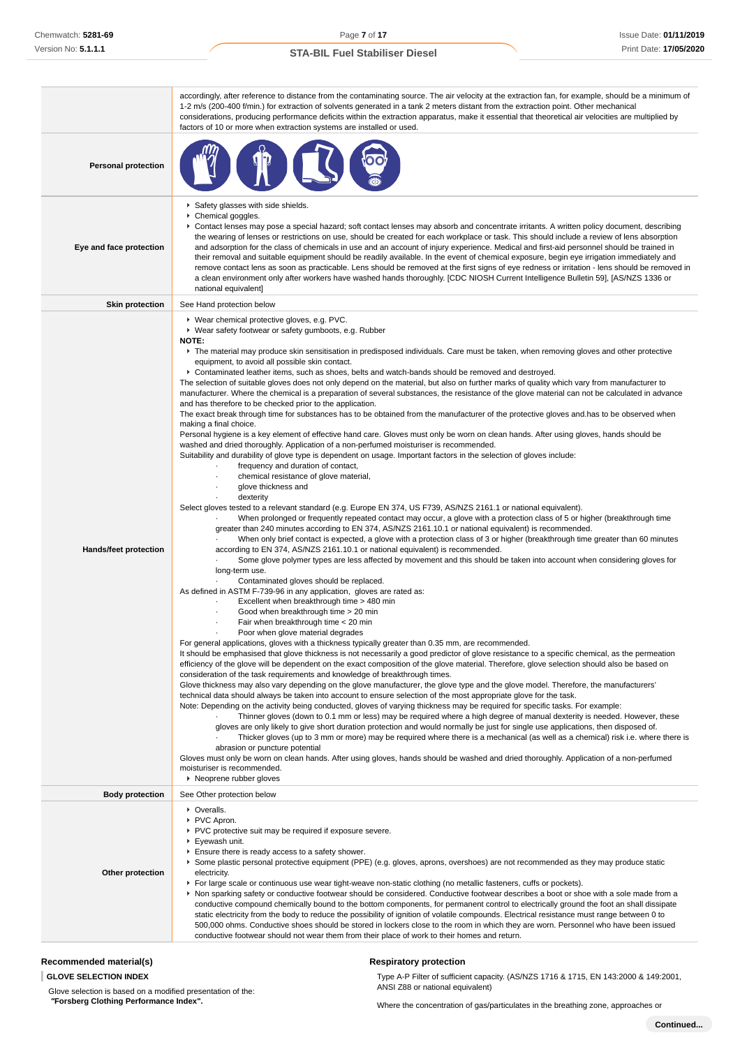| | |
|---|---|
| | accordingly, after reference to distance from the contaminating source. The air velocity at the extraction fan, for example, should be a minimum of 1-2 m/s (200-400 f/min.) for extraction of solvents generated in a tank 2 meters distant from the extraction point. Other mechanical considerations, producing performance deficits within the extraction apparatus, make it essential that theoretical air velocities are multiplied by factors of 10 or more when extraction systems are installed or used. |
| **Personal protection** | |
| **Eye and face protection** | ▸ Safety glasses with side shields.<br>▸ Chemical goggles.<br>▸ Contact lenses may pose a special hazard; soft contact lenses may absorb and concentrate irritants. A written policy document, describing the wearing of lenses or restrictions on use, should be created for each workplace or task. This should include a review of lens absorption and adsorption for the class of chemicals in use and an account of injury experience. Medical and first-aid personnel should be trained in their removal and suitable equipment should be readily available. In the event of chemical exposure, begin eye irrigation immediately and remove contact lens as soon as practicable. Lens should be removed at the first signs of eye redness or irritation - lens should be removed in a clean environment only after workers have washed hands thoroughly. [CDC NIOSH Current Intelligence Bulletin 59], [AS/NZS 1336 or national equivalent] |
| **Skin protection** | See Hand protection below |
| **Hands/feet protection** | ▸ Wear chemical protective gloves, e.g. PVC.<br>▸ Wear safety footwear or safety gumboots, e.g. Rubber<br>**NOTE:**<br>▸ The material may produce skin sensitisation in predisposed individuals. Care must be taken, when removing gloves and other protective equipment, to avoid all possible skin contact.<br>▸ Contaminated leather items, such as shoes, belts and watch-bands should be removed and destroyed.<br>The selection of suitable gloves does not only depend on the material, but also on further marks of quality which vary from manufacturer to manufacturer. Where the chemical is a preparation of several substances, the resistance of the glove material can not be calculated in advance and has therefore to be checked prior to the application.<br>The exact break through time for substances has to be obtained from the manufacturer of the protective gloves and.has to be observed when making a final choice.<br>Personal hygiene is a key element of effective hand care. Gloves must only be worn on clean hands. After using gloves, hands should be washed and dried thoroughly. Application of a non-perfumed moisturiser is recommended.<br>Suitability and durability of glove type is dependent on usage. Important factors in the selection of gloves include:<br>· frequency and duration of contact,<br>· chemical resistance of glove material,<br>· glove thickness and<br>· dexterity<br>Select gloves tested to a relevant standard (e.g. Europe EN 374, US F739, AS/NZS 2161.1 or national equivalent).<br>· When prolonged or frequently repeated contact may occur, a glove with a protection class of 5 or higher (breakthrough time greater than 240 minutes according to EN 374, AS/NZS 2161.10.1 or national equivalent) is recommended.<br>· When only brief contact is expected, a glove with a protection class of 3 or higher (breakthrough time greater than 60 minutes according to EN 374, AS/NZS 2161.10.1 or national equivalent) is recommended.<br>· Some glove polymer types are less affected by movement and this should be taken into account when considering gloves for long-term use.<br>· Contaminated gloves should be replaced.<br>As defined in ASTM F-739-96 in any application, gloves are rated as:<br>· Excellent when breakthrough time > 480 min<br>· Good when breakthrough time > 20 min<br>· Fair when breakthrough time < 20 min<br>· Poor when glove material degrades<br>For general applications, gloves with a thickness typically greater than 0.35 mm, are recommended.<br>It should be emphasised that glove thickness is not necessarily a good predictor of glove resistance to a specific chemical, as the permeation efficiency of the glove will be dependent on the exact composition of the glove material. Therefore, glove selection should also be based on consideration of the task requirements and knowledge of breakthrough times.<br>Glove thickness may also vary depending on the glove manufacturer, the glove type and the glove model. Therefore, the manufacturers' technical data should always be taken into account to ensure selection of the most appropriate glove for the task.<br>Note: Depending on the activity being conducted, gloves of varying thickness may be required for specific tasks. For example:<br>· Thinner gloves (down to 0.1 mm or less) may be required where a high degree of manual dexterity is needed. However, these gloves are only likely to give short duration protection and would normally be just for single use applications, then disposed of.<br>· Thicker gloves (up to 3 mm or more) may be required where there is a mechanical (as well as a chemical) risk i.e. where there is abrasion or puncture potential<br>Gloves must only be worn on clean hands. After using gloves, hands should be washed and dried thoroughly. Application of a non-perfumed moisturiser is recommended.<br>▸ Neoprene rubber gloves |
| **Body protection** | See Other protection below |
| **Other protection** | ▸ Overalls.<br>▸ PVC Apron.<br>▸ PVC protective suit may be required if exposure severe.<br>▸ Eyewash unit.<br>▸ Ensure there is ready access to a safety shower.<br>▸ Some plastic personal protective equipment (PPE) (e.g. gloves, aprons, overshoes) are not recommended as they may produce static electricity.<br>▸ For large scale or continuous use wear tight-weave non-static clothing (no metallic fasteners, cuffs or pockets).<br>▸ Non sparking safety or conductive footwear should be considered. Conductive footwear describes a boot or shoe with a sole made from a conductive compound chemically bound to the bottom components, for permanent control to electrically ground the foot an shall dissipate static electricity from the body to reduce the possibility of ignition of volatile compounds. Electrical resistance must range between 0 to 500,000 ohms. Conductive shoes should be stored in lockers close to the room in which they are worn. Personnel who have been issued conductive footwear should not wear them from their place of work to their homes and return. |

### Recommended material(s)

**GLOVE SELECTION INDEX**

Glove selection is based on a modified presentation of the:
***"Forsberg Clothing Performance Index".***

### Respiratory protection

Type A-P Filter of sufficient capacity. (AS/NZS 1716 & 1715, EN 143:2000 & 149:2001, ANSI Z88 or national equivalent)

Where the concentration of gas/particulates in the breathing zone, approaches or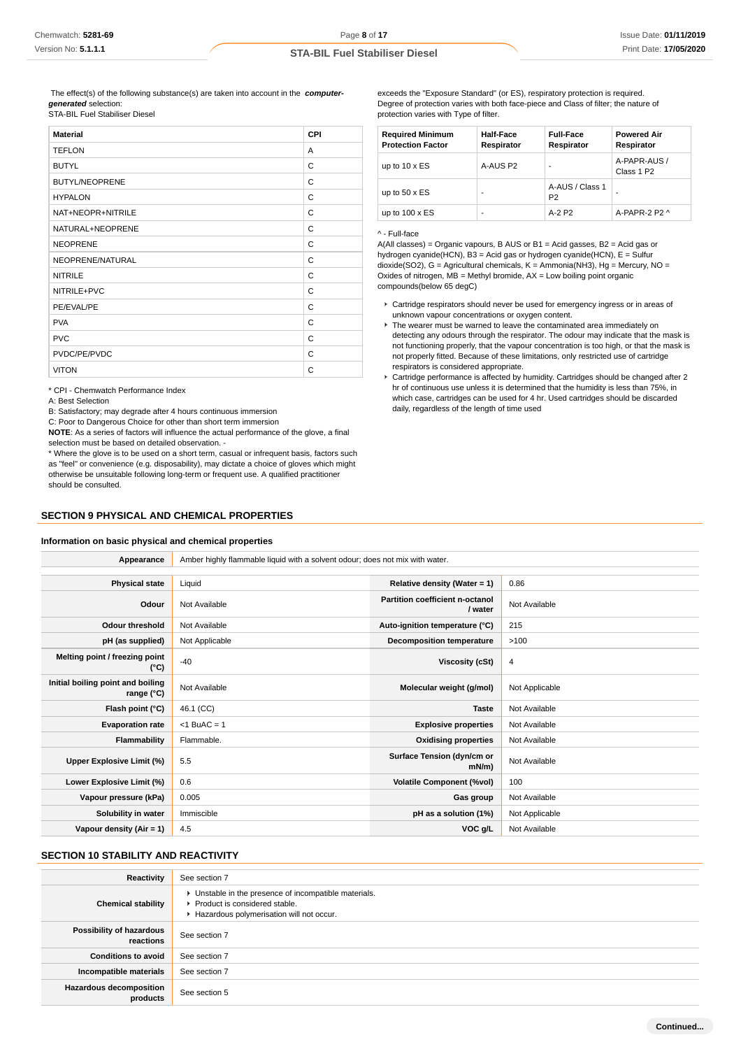The effect(s) of the following substance(s) are taken into account in the ***computer-generated*** selection:
STA-BIL Fuel Stabiliser Diesel

| Material | CPI |
|---|---|
| TEFLON | A |
| BUTYL | C |
| BUTYL/NEOPRENE | C |
| HYPALON | C |
| NAT+NEOPR+NITRILE | C |
| NATURAL+NEOPRENE | C |
| NEOPRENE | C |
| NEOPRENE/NATURAL | C |
| NITRILE | C |
| NITRILE+PVC | C |
| PE/EVAL/PE | C |
| PVA | C |
| PVC | C |
| PVDC/PE/PVDC | C |
| VITON | C |

* CPI - Chemwatch Performance Index
A: Best Selection
B: Satisfactory; may degrade after 4 hours continuous immersion
C: Poor to Dangerous Choice for other than short term immersion
**NOTE**: As a series of factors will influence the actual performance of the glove, a final selection must be based on detailed observation. -
* Where the glove is to be used on a short term, casual or infrequent basis, factors such as "feel" or convenience (e.g. disposability), may dictate a choice of gloves which might otherwise be unsuitable following long-term or frequent use. A qualified practitioner should be consulted.

exceeds the "Exposure Standard" (or ES), respiratory protection is required.
Degree of protection varies with both face-piece and Class of filter; the nature of protection varies with Type of filter.

| Required Minimum Protection Factor | Half-Face Respirator | Full-Face Respirator | Powered Air Respirator |
|---|---|---|---|
| up to 10 x ES | A-AUS P2 | - | A-PAPR-AUS / Class 1 P2 |
| up to 50 x ES | - | A-AUS / Class 1 P2 | - |
| up to 100 x ES | - | A-2 P2 | A-PAPR-2 P2 ^ |

^ - Full-face
A(All classes) = Organic vapours, B AUS or B1 = Acid gasses, B2 = Acid gas or hydrogen cyanide(HCN), B3 = Acid gas or hydrogen cyanide(HCN), E = Sulfur dioxide(SO2), G = Agricultural chemicals, K = Ammonia(NH3), Hg = Mercury, NO = Oxides of nitrogen, MB = Methyl bromide, AX = Low boiling point organic compounds(below 65 degC)

- Cartridge respirators should never be used for emergency ingress or in areas of unknown vapour concentrations or oxygen content.
- The wearer must be warned to leave the contaminated area immediately on detecting any odours through the respirator. The odour may indicate that the mask is not functioning properly, that the vapour concentration is too high, or that the mask is not properly fitted. Because of these limitations, only restricted use of cartridge respirators is considered appropriate.
- Cartridge performance is affected by humidity. Cartridges should be changed after 2 hr of continuous use unless it is determined that the humidity is less than 75%, in which case, cartridges can be used for 4 hr. Used cartridges should be discarded daily, regardless of the length of time used

## SECTION 9 PHYSICAL AND CHEMICAL PROPERTIES

### Information on basic physical and chemical properties

| Appearance | Amber highly flammable liquid with a solvent odour; does not mix with water. | | |
|---|---|---|---|
| Physical state | Liquid | Relative density (Water = 1) | 0.86 |
| Odour | Not Available | Partition coefficient n-octanol / water | Not Available |
| Odour threshold | Not Available | Auto-ignition temperature (°C) | 215 |
| pH (as supplied) | Not Applicable | Decomposition temperature | >100 |
| Melting point / freezing point (°C) | -40 | Viscosity (cSt) | 4 |
| Initial boiling point and boiling range (°C) | Not Available | Molecular weight (g/mol) | Not Applicable |
| Flash point (°C) | 46.1 (CC) | Taste | Not Available |
| Evaporation rate | <1 BuAC = 1 | Explosive properties | Not Available |
| Flammability | Flammable. | Oxidising properties | Not Available |
| Upper Explosive Limit (%) | 5.5 | Surface Tension (dyn/cm or mN/m) | Not Available |
| Lower Explosive Limit (%) | 0.6 | Volatile Component (%vol) | 100 |
| Vapour pressure (kPa) | 0.005 | Gas group | Not Available |
| Solubility in water | Immiscible | pH as a solution (1%) | Not Applicable |
| Vapour density (Air = 1) | 4.5 | VOC g/L | Not Available |

## SECTION 10 STABILITY AND REACTIVITY

| Reactivity | See section 7 |
|---|---|
| Chemical stability | Unstable in the presence of incompatible materials.<br>Product is considered stable.<br>Hazardous polymerisation will not occur. |
| Possibility of hazardous reactions | See section 7 |
| Conditions to avoid | See section 7 |
| Incompatible materials | See section 7 |
| Hazardous decomposition products | See section 5 |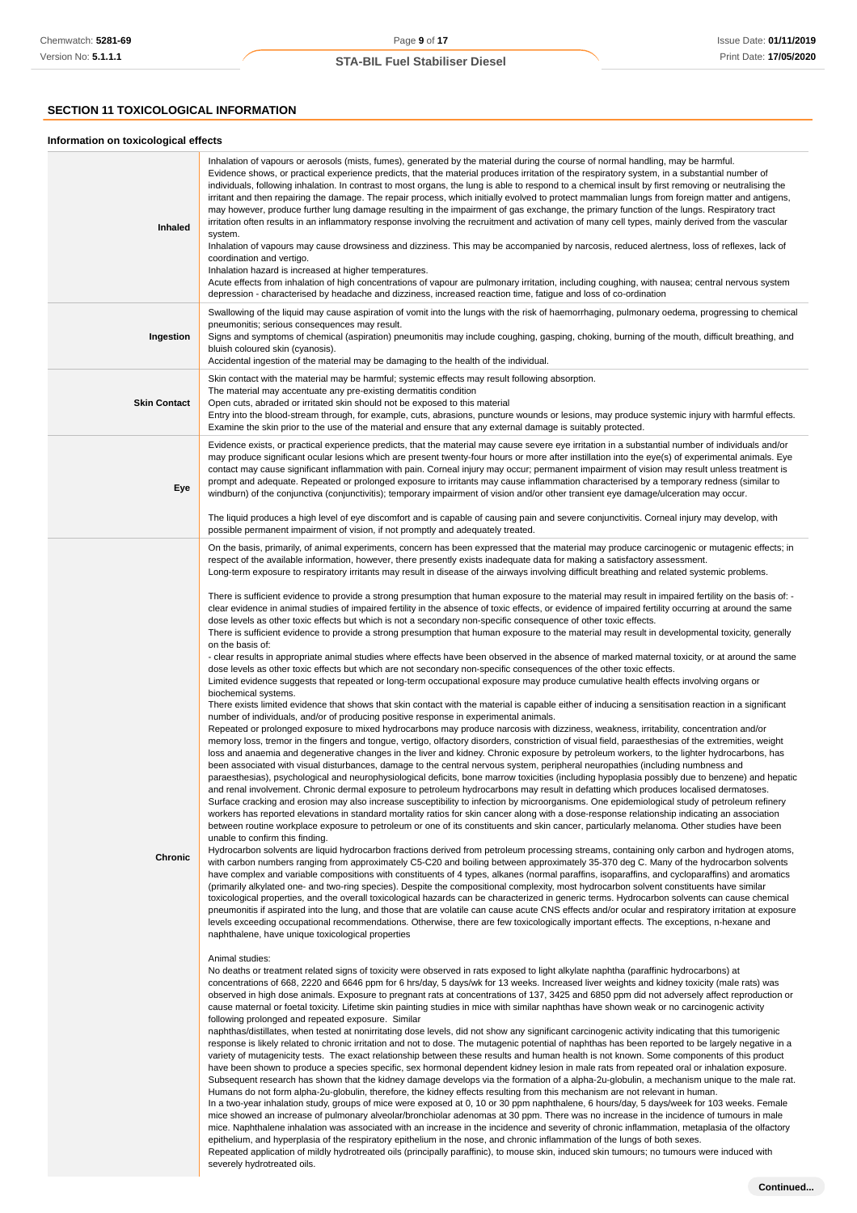## SECTION 11 TOXICOLOGICAL INFORMATION

### Information on toxicological effects

| | |
|---|---|
| **Inhaled** | Inhalation of vapours or aerosols (mists, fumes), generated by the material during the course of normal handling, may be harmful.<br>Evidence shows, or practical experience predicts, that the material produces irritation of the respiratory system, in a substantial number of individuals, following inhalation. In contrast to most organs, the lung is able to respond to a chemical insult by first removing or neutralising the irritant and then repairing the damage. The repair process, which initially evolved to protect mammalian lungs from foreign matter and antigens, may however, produce further lung damage resulting in the impairment of gas exchange, the primary function of the lungs. Respiratory tract irritation often results in an inflammatory response involving the recruitment and activation of many cell types, mainly derived from the vascular system.<br>Inhalation of vapours may cause drowsiness and dizziness. This may be accompanied by narcosis, reduced alertness, loss of reflexes, lack of coordination and vertigo.<br>Inhalation hazard is increased at higher temperatures.<br>Acute effects from inhalation of high concentrations of vapour are pulmonary irritation, including coughing, with nausea; central nervous system depression - characterised by headache and dizziness, increased reaction time, fatigue and loss of co-ordination |
| **Ingestion** | Swallowing of the liquid may cause aspiration of vomit into the lungs with the risk of haemorrhaging, pulmonary oedema, progressing to chemical pneumonitis; serious consequences may result.<br>Signs and symptoms of chemical (aspiration) pneumonitis may include coughing, gasping, choking, burning of the mouth, difficult breathing, and bluish coloured skin (cyanosis).<br>Accidental ingestion of the material may be damaging to the health of the individual. |
| **Skin Contact** | Skin contact with the material may be harmful; systemic effects may result following absorption.<br>The material may accentuate any pre-existing dermatitis condition<br>Open cuts, abraded or irritated skin should not be exposed to this material<br>Entry into the blood-stream through, for example, cuts, abrasions, puncture wounds or lesions, may produce systemic injury with harmful effects. Examine the skin prior to the use of the material and ensure that any external damage is suitably protected. |
| **Eye** | Evidence exists, or practical experience predicts, that the material may cause severe eye irritation in a substantial number of individuals and/or may produce significant ocular lesions which are present twenty-four hours or more after instillation into the eye(s) of experimental animals. Eye contact may cause significant inflammation with pain. Corneal injury may occur; permanent impairment of vision may result unless treatment is prompt and adequate. Repeated or prolonged exposure to irritants may cause inflammation characterised by a temporary redness (similar to windburn) of the conjunctiva (conjunctivitis); temporary impairment of vision and/or other transient eye damage/ulceration may occur.<br><br>The liquid produces a high level of eye discomfort and is capable of causing pain and severe conjunctivitis. Corneal injury may develop, with possible permanent impairment of vision, if not promptly and adequately treated. |
| **Chronic** | On the basis, primarily, of animal experiments, concern has been expressed that the material may produce carcinogenic or mutagenic effects; in respect of the available information, however, there presently exists inadequate data for making a satisfactory assessment.<br>Long-term exposure to respiratory irritants may result in disease of the airways involving difficult breathing and related systemic problems.<br><br>There is sufficient evidence to provide a strong presumption that human exposure to the material may result in impaired fertility on the basis of: - clear evidence in animal studies of impaired fertility in the absence of toxic effects, or evidence of impaired fertility occurring at around the same dose levels as other toxic effects but which is not a secondary non-specific consequence of other toxic effects.<br>There is sufficient evidence to provide a strong presumption that human exposure to the material may result in developmental toxicity, generally on the basis of:<br>- clear results in appropriate animal studies where effects have been observed in the absence of marked maternal toxicity, or at around the same dose levels as other toxic effects but which are not secondary non-specific consequences of the other toxic effects.<br>Limited evidence suggests that repeated or long-term occupational exposure may produce cumulative health effects involving organs or biochemical systems.<br>There exists limited evidence that shows that skin contact with the material is capable either of inducing a sensitisation reaction in a significant number of individuals, and/or of producing positive response in experimental animals.<br>Repeated or prolonged exposure to mixed hydrocarbons may produce narcosis with dizziness, weakness, irritability, concentration and/or memory loss, tremor in the fingers and tongue, vertigo, olfactory disorders, constriction of visual field, paraesthesias of the extremities, weight loss and anaemia and degenerative changes in the liver and kidney. Chronic exposure by petroleum workers, to the lighter hydrocarbons, has been associated with visual disturbances, damage to the central nervous system, peripheral neuropathies (including numbness and paraesthesias), psychological and neurophysiological deficits, bone marrow toxicities (including hypoplasia possibly due to benzene) and hepatic and renal involvement. Chronic dermal exposure to petroleum hydrocarbons may result in defatting which produces localised dermatoses. Surface cracking and erosion may also increase susceptibility to infection by microorganisms. One epidemiological study of petroleum refinery workers has reported elevations in standard mortality ratios for skin cancer along with a dose-response relationship indicating an association between routine workplace exposure to petroleum or one of its constituents and skin cancer, particularly melanoma. Other studies have been unable to confirm this finding.<br>Hydrocarbon solvents are liquid hydrocarbon fractions derived from petroleum processing streams, containing only carbon and hydrogen atoms, with carbon numbers ranging from approximately C5-C20 and boiling between approximately 35-370 deg C. Many of the hydrocarbon solvents have complex and variable compositions with constituents of 4 types, alkanes (normal paraffins, isoparaffins, and cycloparaffins) and aromatics (primarily alkylated one- and two-ring species). Despite the compositional complexity, most hydrocarbon solvent constituents have similar toxicological properties, and the overall toxicological hazards can be characterized in generic terms. Hydrocarbon solvents can cause chemical pneumonitis if aspirated into the lung, and those that are volatile can cause acute CNS effects and/or ocular and respiratory irritation at exposure levels exceeding occupational recommendations. Otherwise, there are few toxicologically important effects. The exceptions, n-hexane and naphthalene, have unique toxicological properties<br><br>Animal studies:<br>No deaths or treatment related signs of toxicity were observed in rats exposed to light alkylate naphtha (paraffinic hydrocarbons) at concentrations of 668, 2220 and 6646 ppm for 6 hrs/day, 5 days/wk for 13 weeks. Increased liver weights and kidney toxicity (male rats) was observed in high dose animals. Exposure to pregnant rats at concentrations of 137, 3425 and 6850 ppm did not adversely affect reproduction or cause maternal or foetal toxicity. Lifetime skin painting studies in mice with similar naphthas have shown weak or no carcinogenic activity following prolonged and repeated exposure. Similar<br>naphthas/distillates, when tested at nonirritating dose levels, did not show any significant carcinogenic activity indicating that this tumorigenic response is likely related to chronic irritation and not to dose. The mutagenic potential of naphthas has been reported to be largely negative in a variety of mutagenicity tests. The exact relationship between these results and human health is not known. Some components of this product have been shown to produce a species specific, sex hormonal dependent kidney lesion in male rats from repeated oral or inhalation exposure. Subsequent research has shown that the kidney damage develops via the formation of a alpha-2u-globulin, a mechanism unique to the male rat. Humans do not form alpha-2u-globulin, therefore, the kidney effects resulting from this mechanism are not relevant in human.<br>In a two-year inhalation study, groups of mice were exposed at 0, 10 or 30 ppm naphthalene, 6 hours/day, 5 days/week for 103 weeks. Female mice showed an increase of pulmonary alveolar/bronchiolar adenomas at 30 ppm. There was no increase in the incidence of tumours in male mice. Naphthalene inhalation was associated with an increase in the incidence and severity of chronic inflammation, metaplasia of the olfactory epithelium, and hyperplasia of the respiratory epithelium in the nose, and chronic inflammation of the lungs of both sexes.<br>Repeated application of mildly hydrotreated oils (principally paraffinic), to mouse skin, induced skin tumours; no tumours were induced with severely hydrotreated oils. |

Continued...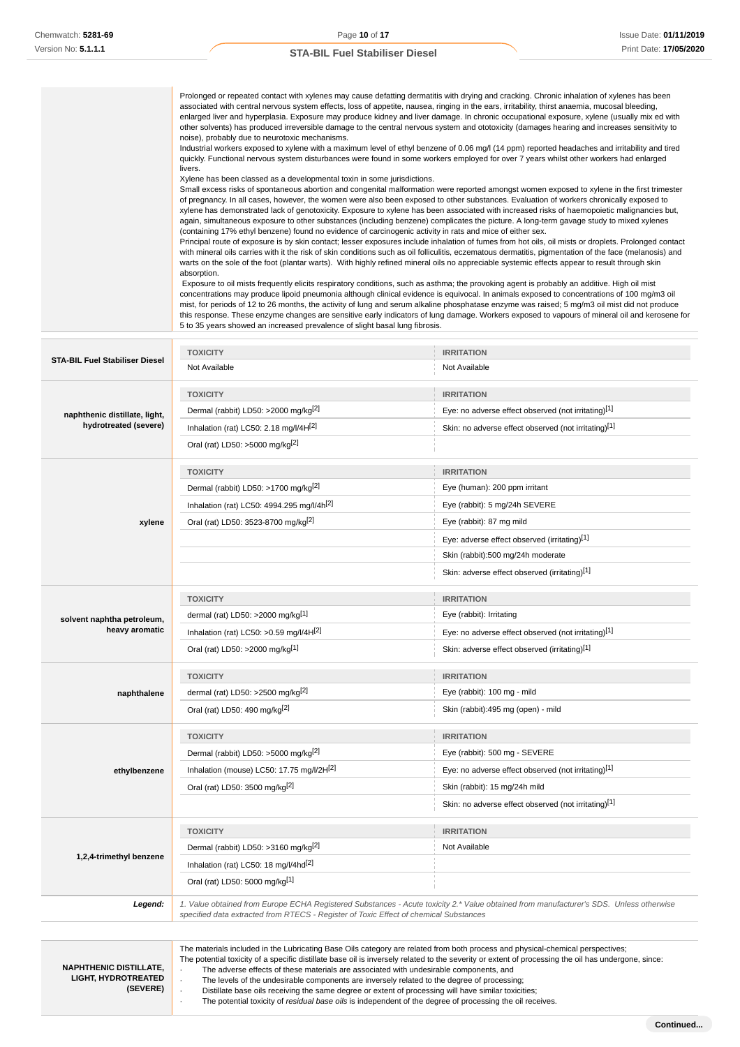| | |
|---|---|
| | Prolonged or repeated contact with xylenes may cause defatting dermatitis with drying and cracking. Chronic inhalation of xylenes has been associated with central nervous system effects, loss of appetite, nausea, ringing in the ears, irritability, thirst anaemia, mucosal bleeding, enlarged liver and hyperplasia. Exposure may produce kidney and liver damage. In chronic occupational exposure, xylene (usually mix ed with other solvents) has produced irreversible damage to the central nervous system and ototoxicity (damages hearing and increases sensitivity to noise), probably due to neurotoxic mechanisms.<br>Industrial workers exposed to xylene with a maximum level of ethyl benzene of 0.06 mg/l (14 ppm) reported headaches and irritability and tired quickly. Functional nervous system disturbances were found in some workers employed for over 7 years whilst other workers had enlarged livers.<br>Xylene has been classed as a developmental toxin in some jurisdictions.<br>Small excess risks of spontaneous abortion and congenital malformation were reported amongst women exposed to xylene in the first trimester of pregnancy. In all cases, however, the women were also been exposed to other substances. Evaluation of workers chronically exposed to xylene has demonstrated lack of genotoxicity. Exposure to xylene has been associated with increased risks of haemopoietic malignancies but, again, simultaneous exposure to other substances (including benzene) complicates the picture. A long-term gavage study to mixed xylenes (containing 17% ethyl benzene) found no evidence of carcinogenic activity in rats and mice of either sex.<br>Principal route of exposure is by skin contact; lesser exposures include inhalation of fumes from hot oils, oil mists or droplets. Prolonged contact with mineral oils carries with it the risk of skin conditions such as oil folliculitis, eczematous dermatitis, pigmentation of the face (melanosis) and warts on the sole of the foot (plantar warts). With highly refined mineral oils no appreciable systemic effects appear to result through skin absorption.<br>Exposure to oil mists frequently elicits respiratory conditions, such as asthma; the provoking agent is probably an additive. High oil mist concentrations may produce lipoid pneumonia although clinical evidence is equivocal. In animals exposed to concentrations of 100 mg/m3 oil mist, for periods of 12 to 26 months, the activity of lung and serum alkaline phosphatase enzyme was raised; 5 mg/m3 oil mist did not produce this response. These enzyme changes are sensitive early indicators of lung damage. Workers exposed to vapours of mineral oil and kerosene for 5 to 35 years showed an increased prevalence of slight basal lung fibrosis. |

| | TOXICITY | IRRITATION |
|---|---|---|
| **STA-BIL Fuel Stabiliser Diesel** | Not Available | Not Available |

| | TOXICITY | IRRITATION |
|---|---|---|
| **naphthenic distillate, light, hydrotreated (severe)** | Dermal (rabbit) LD50: >2000 mg/kg[2] | Eye: no adverse effect observed (not irritating)[1] |
| | Inhalation (rat) LC50: 2.18 mg/l/4H[2] | Skin: no adverse effect observed (not irritating)[1] |
| | Oral (rat) LD50: >5000 mg/kg[2] | |

| | TOXICITY | IRRITATION |
|---|---|---|
| **xylene** | Dermal (rabbit) LD50: >1700 mg/kg[2] | Eye (human): 200 ppm irritant |
| | Inhalation (rat) LC50: 4994.295 mg/l/4h[2] | Eye (rabbit): 5 mg/24h SEVERE |
| | Oral (rat) LD50: 3523-8700 mg/kg[2] | Eye (rabbit): 87 mg mild |
| | | Eye: adverse effect observed (irritating)[1] |
| | | Skin (rabbit):500 mg/24h moderate |
| | | Skin: adverse effect observed (irritating)[1] |

| | TOXICITY | IRRITATION |
|---|---|---|
| **solvent naphtha petroleum, heavy aromatic** | dermal (rat) LD50: >2000 mg/kg[1] | Eye (rabbit): Irritating |
| | Inhalation (rat) LC50: >0.59 mg/l/4H[2] | Eye: no adverse effect observed (not irritating)[1] |
| | Oral (rat) LD50: >2000 mg/kg[1] | Skin: adverse effect observed (irritating)[1] |

| | TOXICITY | IRRITATION |
|---|---|---|
| **naphthalene** | dermal (rat) LD50: >2500 mg/kg[2] | Eye (rabbit): 100 mg - mild |
| | Oral (rat) LD50: 490 mg/kg[2] | Skin (rabbit):495 mg (open) - mild |

| | TOXICITY | IRRITATION |
|---|---|---|
| **ethylbenzene** | Dermal (rabbit) LD50: >5000 mg/kg[2] | Eye (rabbit): 500 mg - SEVERE |
| | Inhalation (mouse) LC50: 17.75 mg/l/2H[2] | Eye: no adverse effect observed (not irritating)[1] |
| | Oral (rat) LD50: 3500 mg/kg[2] | Skin (rabbit): 15 mg/24h mild |
| | | Skin: no adverse effect observed (not irritating)[1] |

| | TOXICITY | IRRITATION |
|---|---|---|
| **1,2,4-trimethyl benzene** | Dermal (rabbit) LD50: >3160 mg/kg[2] | Not Available |
| | Inhalation (rat) LC50: 18 mg/l/4hd[2] | |
| | Oral (rat) LD50: 5000 mg/kg[1] | |

***Legend:*** *1. Value obtained from Europe ECHA Registered Substances - Acute toxicity 2.\* Value obtained from manufacturer's SDS. Unless otherwise specified data extracted from RTECS - Register of Toxic Effect of chemical Substances*

| | |
|---|---|
| **NAPHTHENIC DISTILLATE, LIGHT, HYDROTREATED (SEVERE)** | The materials included in the Lubricating Base Oils category are related from both process and physical-chemical perspectives;<br>The potential toxicity of a specific distillate base oil is inversely related to the severity or extent of processing the oil has undergone, since:<br>· The adverse effects of these materials are associated with undesirable components, and<br>· The levels of the undesirable components are inversely related to the degree of processing;<br>· Distillate base oils receiving the same degree or extent of processing will have similar toxicities;<br>· The potential toxicity of *residual base oils* is independent of the degree of processing the oil receives. |

**Continued...**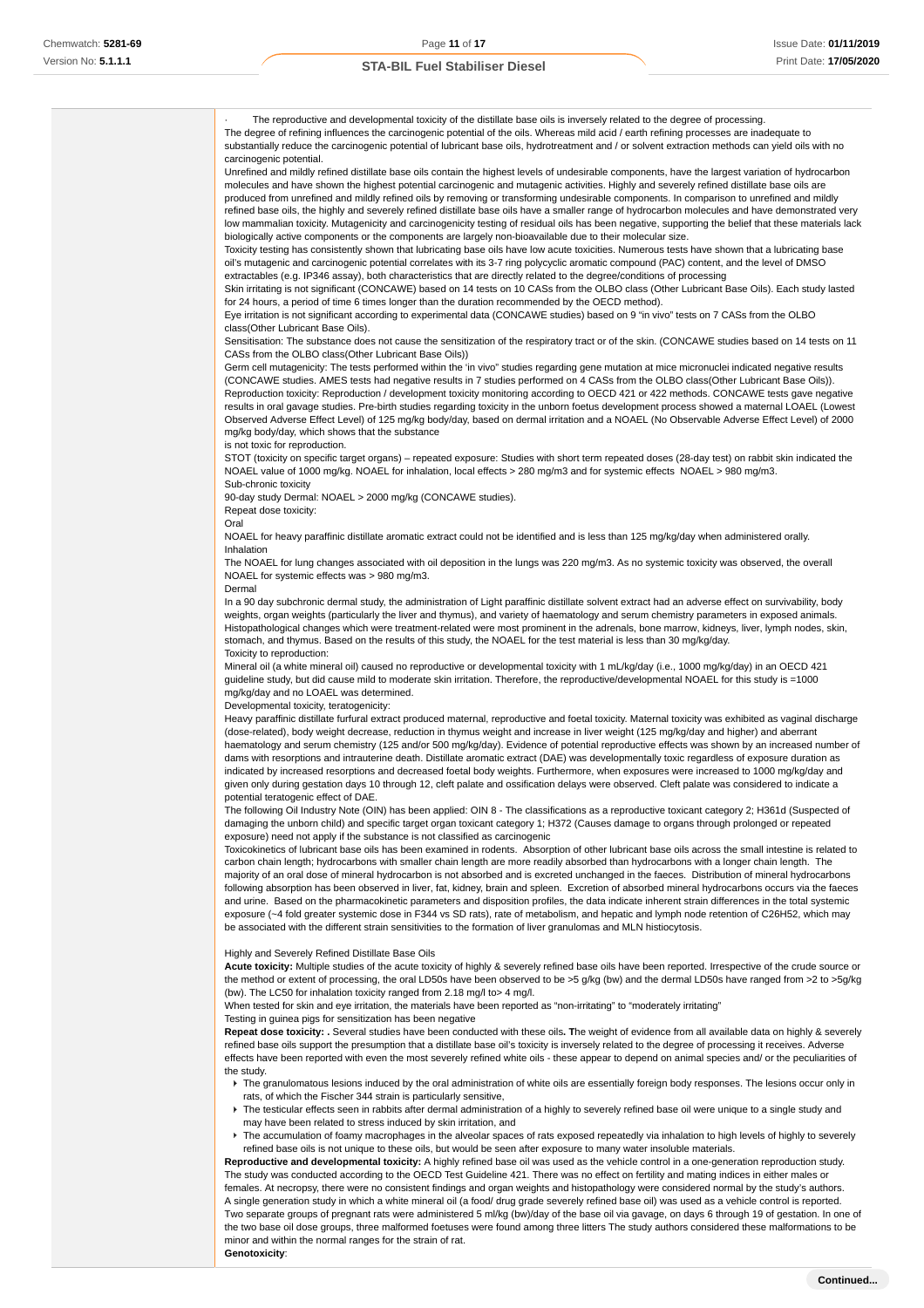· The reproductive and developmental toxicity of the distillate base oils is inversely related to the degree of processing.
The degree of refining influences the carcinogenic potential of the oils. Whereas mild acid / earth refining processes are inadequate to substantially reduce the carcinogenic potential of lubricant base oils, hydrotreatment and / or solvent extraction methods can yield oils with no carcinogenic potential.
Unrefined and mildly refined distillate base oils contain the highest levels of undesirable components, have the largest variation of hydrocarbon molecules and have shown the highest potential carcinogenic and mutagenic activities. Highly and severely refined distillate base oils are produced from unrefined and mildly refined oils by removing or transforming undesirable components. In comparison to unrefined and mildly refined base oils, the highly and severely refined distillate base oils have a smaller range of hydrocarbon molecules and have demonstrated very low mammalian toxicity. Mutagenicity and carcinogenicity testing of residual oils has been negative, supporting the belief that these materials lack biologically active components or the components are largely non-bioavailable due to their molecular size.
Toxicity testing has consistently shown that lubricating base oils have low acute toxicities. Numerous tests have shown that a lubricating base oil's mutagenic and carcinogenic potential correlates with its 3-7 ring polycyclic aromatic compound (PAC) content, and the level of DMSO extractables (e.g. IP346 assay), both characteristics that are directly related to the degree/conditions of processing
Skin irritating is not significant (CONCAWE) based on 14 tests on 10 CASs from the OLBO class (Other Lubricant Base Oils). Each study lasted for 24 hours, a period of time 6 times longer than the duration recommended by the OECD method).
Eye irritation is not significant according to experimental data (CONCAWE studies) based on 9 "in vivo" tests on 7 CASs from the OLBO class(Other Lubricant Base Oils).
Sensitisation: The substance does not cause the sensitization of the respiratory tract or of the skin. (CONCAWE studies based on 14 tests on 11 CASs from the OLBO class(Other Lubricant Base Oils))
Germ cell mutagenicity: The tests performed within the 'in vivo" studies regarding gene mutation at mice micronuclei indicated negative results (CONCAWE studies. AMES tests had negative results in 7 studies performed on 4 CASs from the OLBO class(Other Lubricant Base Oils)).
Reproduction toxicity: Reproduction / development toxicity monitoring according to OECD 421 or 422 methods. CONCAWE tests gave negative results in oral gavage studies. Pre-birth studies regarding toxicity in the unborn foetus development process showed a maternal LOAEL (Lowest Observed Adverse Effect Level) of 125 mg/kg body/day, based on dermal irritation and a NOAEL (No Observable Adverse Effect Level) of 2000 mg/kg body/day, which shows that the substance
is not toxic for reproduction.
STOT (toxicity on specific target organs) – repeated exposure: Studies with short term repeated doses (28-day test) on rabbit skin indicated the NOAEL value of 1000 mg/kg. NOAEL for inhalation, local effects > 280 mg/m3 and for systemic effects NOAEL > 980 mg/m3.
Sub-chronic toxicity
90-day study Dermal: NOAEL > 2000 mg/kg (CONCAWE studies).
Repeat dose toxicity:
Oral
NOAEL for heavy paraffinic distillate aromatic extract could not be identified and is less than 125 mg/kg/day when administered orally.
Inhalation
The NOAEL for lung changes associated with oil deposition in the lungs was 220 mg/m3. As no systemic toxicity was observed, the overall NOAEL for systemic effects was > 980 mg/m3.
Dermal
In a 90 day subchronic dermal study, the administration of Light paraffinic distillate solvent extract had an adverse effect on survivability, body weights, organ weights (particularly the liver and thymus), and variety of haematology and serum chemistry parameters in exposed animals. Histopathological changes which were treatment-related were most prominent in the adrenals, bone marrow, kidneys, liver, lymph nodes, skin, stomach, and thymus. Based on the results of this study, the NOAEL for the test material is less than 30 mg/kg/day.
Toxicity to reproduction:
Mineral oil (a white mineral oil) caused no reproductive or developmental toxicity with 1 mL/kg/day (i.e., 1000 mg/kg/day) in an OECD 421 guideline study, but did cause mild to moderate skin irritation. Therefore, the reproductive/developmental NOAEL for this study is =1000 mg/kg/day and no LOAEL was determined.
Developmental toxicity, teratogenicity:
Heavy paraffinic distillate furfural extract produced maternal, reproductive and foetal toxicity. Maternal toxicity was exhibited as vaginal discharge (dose-related), body weight decrease, reduction in thymus weight and increase in liver weight (125 mg/kg/day and higher) and aberrant haematology and serum chemistry (125 and/or 500 mg/kg/day). Evidence of potential reproductive effects was shown by an increased number of dams with resorptions and intrauterine death. Distillate aromatic extract (DAE) was developmentally toxic regardless of exposure duration as indicated by increased resorptions and decreased foetal body weights. Furthermore, when exposures were increased to 1000 mg/kg/day and given only during gestation days 10 through 12, cleft palate and ossification delays were observed. Cleft palate was considered to indicate a potential teratogenic effect of DAE.
The following Oil Industry Note (OIN) has been applied: OIN 8 - The classifications as a reproductive toxicant category 2; H361d (Suspected of damaging the unborn child) and specific target organ toxicant category 1; H372 (Causes damage to organs through prolonged or repeated exposure) need not apply if the substance is not classified as carcinogenic
Toxicokinetics of lubricant base oils has been examined in rodents. Absorption of other lubricant base oils across the small intestine is related to carbon chain length; hydrocarbons with smaller chain length are more readily absorbed than hydrocarbons with a longer chain length. The majority of an oral dose of mineral hydrocarbon is not absorbed and is excreted unchanged in the faeces. Distribution of mineral hydrocarbons following absorption has been observed in liver, fat, kidney, brain and spleen. Excretion of absorbed mineral hydrocarbons occurs via the faeces and urine. Based on the pharmacokinetic parameters and disposition profiles, the data indicate inherent strain differences in the total systemic exposure (~4 fold greater systemic dose in F344 vs SD rats), rate of metabolism, and hepatic and lymph node retention of C26H52, which may be associated with the different strain sensitivities to the formation of liver granulomas and MLN histiocytosis.

Highly and Severely Refined Distillate Base Oils
**Acute toxicity:** Multiple studies of the acute toxicity of highly & severely refined base oils have been reported. Irrespective of the crude source or the method or extent of processing, the oral LD50s have been observed to be >5 g/kg (bw) and the dermal LD50s have ranged from >2 to >5g/kg (bw). The LC50 for inhalation toxicity ranged from 2.18 mg/l to> 4 mg/l.
When tested for skin and eye irritation, the materials have been reported as "non-irritating" to "moderately irritating"
Testing in guinea pigs for sensitization has been negative
**Repeat dose toxicity: .** Several studies have been conducted with these oils**. T**he weight of evidence from all available data on highly & severely refined base oils support the presumption that a distillate base oil's toxicity is inversely related to the degree of processing it receives. Adverse effects have been reported with even the most severely refined white oils - these appear to depend on animal species and/ or the peculiarities of the study.

- The granulomatous lesions induced by the oral administration of white oils are essentially foreign body responses. The lesions occur only in rats, of which the Fischer 344 strain is particularly sensitive,
- The testicular effects seen in rabbits after dermal administration of a highly to severely refined base oil were unique to a single study and may have been related to stress induced by skin irritation, and
- The accumulation of foamy macrophages in the alveolar spaces of rats exposed repeatedly via inhalation to high levels of highly to severely refined base oils is not unique to these oils, but would be seen after exposure to many water insoluble materials.

**Reproductive and developmental toxicity:** A highly refined base oil was used as the vehicle control in a one-generation reproduction study. The study was conducted according to the OECD Test Guideline 421. There was no effect on fertility and mating indices in either males or females. At necropsy, there were no consistent findings and organ weights and histopathology were considered normal by the study's authors.
A single generation study in which a white mineral oil (a food/ drug grade severely refined base oil) was used as a vehicle control is reported. Two separate groups of pregnant rats were administered 5 ml/kg (bw)/day of the base oil via gavage, on days 6 through 19 of gestation. In one of the two base oil dose groups, three malformed foetuses were found among three litters The study authors considered these malformations to be minor and within the normal ranges for the strain of rat.
**Genotoxicity**: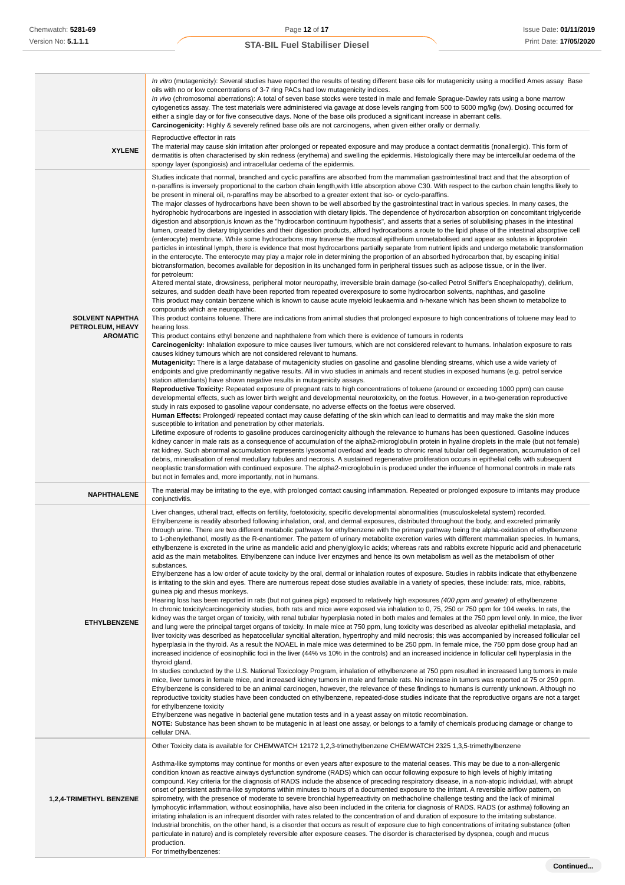| | |
|---|---|
| | *In vitro* (mutagenicity): Several studies have reported the results of testing different base oils for mutagenicity using a modified Ames assay Base oils with no or low concentrations of 3-7 ring PACs had low mutagenicity indices.<br>*In vivo* (chromosomal aberrations): A total of seven base stocks were tested in male and female Sprague-Dawley rats using a bone marrow cytogenetics assay. The test materials were administered via gavage at dose levels ranging from 500 to 5000 mg/kg (bw). Dosing occurred for either a single day or for five consecutive days. None of the base oils produced a significant increase in aberrant cells.<br>**Carcinogenicity:** Highly & severely refined base oils are not carcinogens, when given either orally or dermally. |
| **XYLENE** | Reproductive effector in rats<br>The material may cause skin irritation after prolonged or repeated exposure and may produce a contact dermatitis (nonallergic). This form of dermatitis is often characterised by skin redness (erythema) and swelling the epidermis. Histologically there may be intercellular oedema of the spongy layer (spongiosis) and intracellular oedema of the epidermis. |
| **SOLVENT NAPHTHA PETROLEUM, HEAVY AROMATIC** | Studies indicate that normal, branched and cyclic paraffins are absorbed from the mammalian gastrointestinal tract and that the absorption of n-paraffins is inversely proportional to the carbon chain length,with little absorption above C30. With respect to the carbon chain lengths likely to be present in mineral oil, n-paraffins may be absorbed to a greater extent that iso- or cyclo-paraffins.<br>The major classes of hydrocarbons have been shown to be well absorbed by the gastrointestinal tract in various species. In many cases, the hydrophobic hydrocarbons are ingested in association with dietary lipids. The dependence of hydrocarbon absorption on concomitant triglyceride digestion and absorption,is known as the "hydrocarbon continuum hypothesis", and asserts that a series of solubilising phases in the intestinal lumen, created by dietary triglycerides and their digestion products, afford hydrocarbons a route to the lipid phase of the intestinal absorptive cell (enterocyte) membrane. While some hydrocarbons may traverse the mucosal epithelium unmetabolised and appear as solutes in lipoprotein particles in intestinal lymph, there is evidence that most hydrocarbons partially separate from nutrient lipids and undergo metabolic transformation in the enterocyte. The enterocyte may play a major role in determining the proportion of an absorbed hydrocarbon that, by escaping initial biotransformation, becomes available for deposition in its unchanged form in peripheral tissues such as adipose tissue, or in the liver.<br>for petroleum:<br>Altered mental state, drowsiness, peripheral motor neuropathy, irreversible brain damage (so-called Petrol Sniffer's Encephalopathy), delirium, seizures, and sudden death have been reported from repeated overexposure to some hydrocarbon solvents, naphthas, and gasoline<br>This product may contain benzene which is known to cause acute myeloid leukaemia and n-hexane which has been shown to metabolize to compounds which are neuropathic.<br>This product contains toluene. There are indications from animal studies that prolonged exposure to high concentrations of toluene may lead to hearing loss.<br>This product contains ethyl benzene and naphthalene from which there is evidence of tumours in rodents<br>**Carcinogenicity:** Inhalation exposure to mice causes liver tumours, which are not considered relevant to humans. Inhalation exposure to rats causes kidney tumours which are not considered relevant to humans.<br>**Mutagenicity:** There is a large database of mutagenicity studies on gasoline and gasoline blending streams, which use a wide variety of endpoints and give predominantly negative results. All in vivo studies in animals and recent studies in exposed humans (e.g. petrol service station attendants) have shown negative results in mutagenicity assays.<br>**Reproductive Toxicity:** Repeated exposure of pregnant rats to high concentrations of toluene (around or exceeding 1000 ppm) can cause developmental effects, such as lower birth weight and developmental neurotoxicity, on the foetus. However, in a two-generation reproductive study in rats exposed to gasoline vapour condensate, no adverse effects on the foetus were observed.<br>**Human Effects:** Prolonged/ repeated contact may cause defatting of the skin which can lead to dermatitis and may make the skin more susceptible to irritation and penetration by other materials.<br>Lifetime exposure of rodents to gasoline produces carcinogenicity although the relevance to humans has been questioned. Gasoline induces kidney cancer in male rats as a consequence of accumulation of the alpha2-microglobulin protein in hyaline droplets in the male (but not female) rat kidney. Such abnormal accumulation represents lysosomal overload and leads to chronic renal tubular cell degeneration, accumulation of cell debris, mineralisation of renal medullary tubules and necrosis. A sustained regenerative proliferation occurs in epithelial cells with subsequent neoplastic transformation with continued exposure. The alpha2-microglobulin is produced under the influence of hormonal controls in male rats but not in females and, more importantly, not in humans. |
| **NAPHTHALENE** | The material may be irritating to the eye, with prolonged contact causing inflammation. Repeated or prolonged exposure to irritants may produce conjunctivitis. |
| **ETHYLBENZENE** | Liver changes, utheral tract, effects on fertility, foetotoxicity, specific developmental abnormalities (musculoskeletal system) recorded.<br>Ethylbenzene is readily absorbed following inhalation, oral, and dermal exposures, distributed throughout the body, and excreted primarily through urine. There are two different metabolic pathways for ethylbenzene with the primary pathway being the alpha-oxidation of ethylbenzene to 1-phenylethanol, mostly as the R-enantiomer. The pattern of urinary metabolite excretion varies with different mammalian species. In humans, ethylbenzene is excreted in the urine as mandelic acid and phenylglyoxylic acids; whereas rats and rabbits excrete hippuric acid and phenaceturic acid as the main metabolites. Ethylbenzene can induce liver enzymes and hence its own metabolism as well as the metabolism of other substances.<br>Ethylbenzene has a low order of acute toxicity by the oral, dermal or inhalation routes of exposure. Studies in rabbits indicate that ethylbenzene is irritating to the skin and eyes. There are numerous repeat dose studies available in a variety of species, these include: rats, mice, rabbits, guinea pig and rhesus monkeys.<br>Hearing loss has been reported in rats (but not guinea pigs) exposed to relatively high exposures *(400 ppm and greater)* of ethylbenzene<br>In chronic toxicity/carcinogenicity studies, both rats and mice were exposed via inhalation to 0, 75, 250 or 750 ppm for 104 weeks. In rats, the kidney was the target organ of toxicity, with renal tubular hyperplasia noted in both males and females at the 750 ppm level only. In mice, the liver and lung were the principal target organs of toxicity. In male mice at 750 ppm, lung toxicity was described as alveolar epithelial metaplasia, and liver toxicity was described as hepatocellular syncitial alteration, hypertrophy and mild necrosis; this was accompanied by increased follicular cell hyperplasia in the thyroid. As a result the NOAEL in male mice was determined to be 250 ppm. In female mice, the 750 ppm dose group had an increased incidence of eosinophilic foci in the liver (44% vs 10% in the controls) and an increased incidence in follicular cell hyperplasia in the thyroid gland.<br>In studies conducted by the U.S. National Toxicology Program, inhalation of ethylbenzene at 750 ppm resulted in increased lung tumors in male mice, liver tumors in female mice, and increased kidney tumors in male and female rats. No increase in tumors was reported at 75 or 250 ppm. Ethylbenzene is considered to be an animal carcinogen, however, the relevance of these findings to humans is currently unknown. Although no reproductive toxicity studies have been conducted on ethylbenzene, repeated-dose studies indicate that the reproductive organs are not a target for ethylbenzene toxicity<br>Ethylbenzene was negative in bacterial gene mutation tests and in a yeast assay on mitotic recombination.<br>**NOTE:** Substance has been shown to be mutagenic in at least one assay, or belongs to a family of chemicals producing damage or change to cellular DNA. |
| **1,2,4-TRIMETHYL BENZENE** | Other Toxicity data is available for CHEMWATCH 12172 1,2,3-trimethylbenzene CHEMWATCH 2325 1,3,5-trimethylbenzene<br><br>Asthma-like symptoms may continue for months or even years after exposure to the material ceases. This may be due to a non-allergenic condition known as reactive airways dysfunction syndrome (RADS) which can occur following exposure to high levels of highly irritating compound. Key criteria for the diagnosis of RADS include the absence of preceding respiratory disease, in a non-atopic individual, with abrupt onset of persistent asthma-like symptoms within minutes to hours of a documented exposure to the irritant. A reversible airflow pattern, on spirometry, with the presence of moderate to severe bronchial hyperreactivity on methacholine challenge testing and the lack of minimal lymphocytic inflammation, without eosinophilia, have also been included in the criteria for diagnosis of RADS. RADS (or asthma) following an irritating inhalation is an infrequent disorder with rates related to the concentration of and duration of exposure to the irritating substance. Industrial bronchitis, on the other hand, is a disorder that occurs as result of exposure due to high concentrations of irritating substance (often particulate in nature) and is completely reversible after exposure ceases. The disorder is characterised by dyspnea, cough and mucus production.<br>For trimethylbenzenes: |

Continued...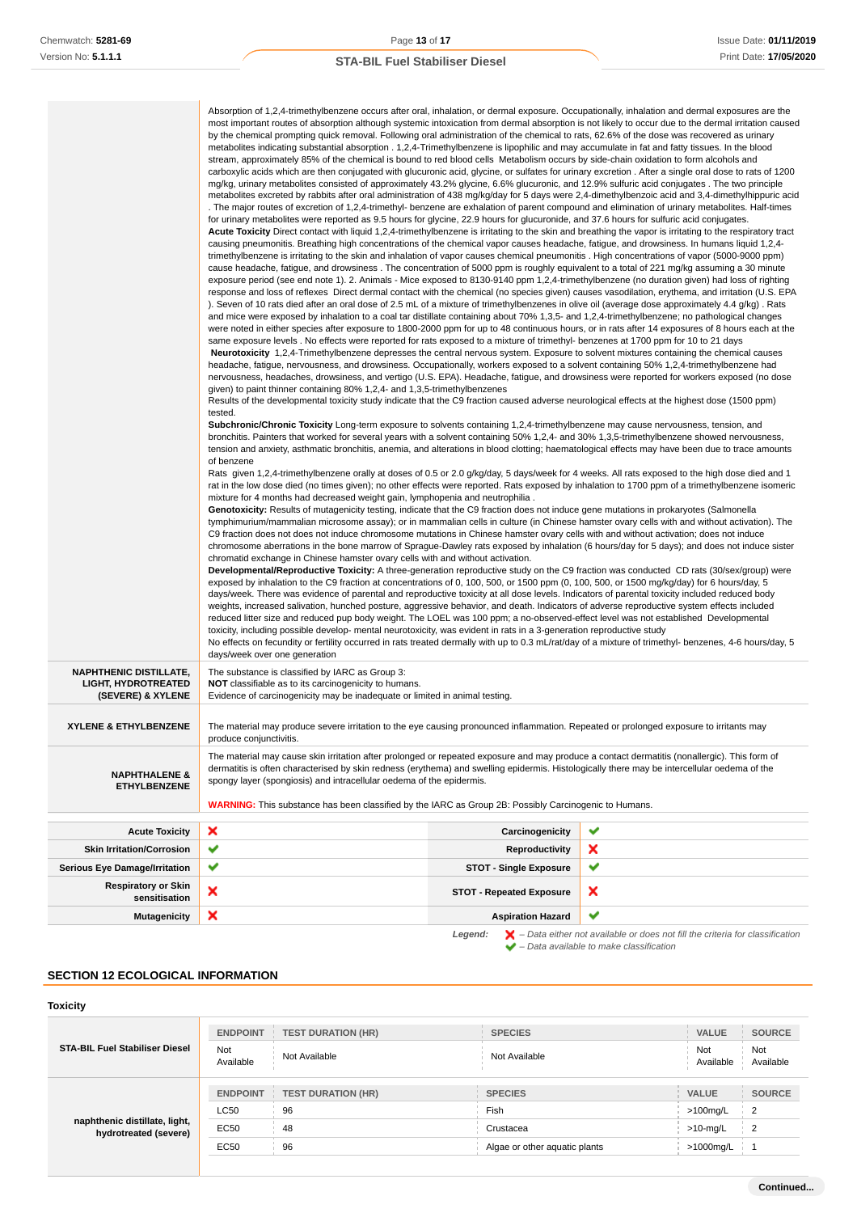| | |
|---|---|
| | Absorption of 1,2,4-trimethylbenzene occurs after oral, inhalation, or dermal exposure. Occupationally, inhalation and dermal exposures are the most important routes of absorption although systemic intoxication from dermal absorption is not likely to occur due to the dermal irritation caused by the chemical prompting quick removal. Following oral administration of the chemical to rats, 62.6% of the dose was recovered as urinary metabolites indicating substantial absorption . 1,2,4-Trimethylbenzene is lipophilic and may accumulate in fat and fatty tissues. In the blood stream, approximately 85% of the chemical is bound to red blood cells Metabolism occurs by side-chain oxidation to form alcohols and carboxylic acids which are then conjugated with glucuronic acid, glycine, or sulfates for urinary excretion . After a single oral dose to rats of 1200 mg/kg, urinary metabolites consisted of approximately 43.2% glycine, 6.6% glucuronic, and 12.9% sulfuric acid conjugates . The two principle metabolites excreted by rabbits after oral administration of 438 mg/kg/day for 5 days were 2,4-dimethylbenzoic acid and 3,4-dimethylhippuric acid . The major routes of excretion of 1,2,4-trimethyl- benzene are exhalation of parent compound and elimination of urinary metabolites. Half-times for urinary metabolites were reported as 9.5 hours for glycine, 22.9 hours for glucuronide, and 37.6 hours for sulfuric acid conjugates.<br>**Acute Toxicity** Direct contact with liquid 1,2,4-trimethylbenzene is irritating to the skin and breathing the vapor is irritating to the respiratory tract causing pneumonitis. Breathing high concentrations of the chemical vapor causes headache, fatigue, and drowsiness. In humans liquid 1,2,4-trimethylbenzene is irritating to the skin and inhalation of vapor causes chemical pneumonitis . High concentrations of vapor (5000-9000 ppm) cause headache, fatigue, and drowsiness . The concentration of 5000 ppm is roughly equivalent to a total of 221 mg/kg assuming a 30 minute exposure period (see end note 1). 2. Animals - Mice exposed to 8130-9140 ppm 1,2,4-trimethylbenzene (no duration given) had loss of righting response and loss of reflexes Direct dermal contact with the chemical (no species given) causes vasodilation, erythema, and irritation (U.S. EPA ). Seven of 10 rats died after an oral dose of 2.5 mL of a mixture of trimethylbenzenes in olive oil (average dose approximately 4.4 g/kg) . Rats and mice were exposed by inhalation to a coal tar distillate containing about 70% 1,3,5- and 1,2,4-trimethylbenzene; no pathological changes were noted in either species after exposure to 1800-2000 ppm for up to 48 continuous hours, or in rats after 14 exposures of 8 hours each at the same exposure levels . No effects were reported for rats exposed to a mixture of trimethyl- benzenes at 1700 ppm for 10 to 21 days<br>**Neurotoxicity** 1,2,4-Trimethylbenzene depresses the central nervous system. Exposure to solvent mixtures containing the chemical causes headache, fatigue, nervousness, and drowsiness. Occupationally, workers exposed to a solvent containing 50% 1,2,4-trimethylbenzene had nervousness, headaches, drowsiness, and vertigo (U.S. EPA). Headache, fatigue, and drowsiness were reported for workers exposed (no dose given) to paint thinner containing 80% 1,2,4- and 1,3,5-trimethylbenzenes<br>Results of the developmental toxicity study indicate that the C9 fraction caused adverse neurological effects at the highest dose (1500 ppm) tested.<br>**Subchronic/Chronic Toxicity** Long-term exposure to solvents containing 1,2,4-trimethylbenzene may cause nervousness, tension, and bronchitis. Painters that worked for several years with a solvent containing 50% 1,2,4- and 30% 1,3,5-trimethylbenzene showed nervousness, tension and anxiety, asthmatic bronchitis, anemia, and alterations in blood clotting; haematological effects may have been due to trace amounts of benzene<br>Rats given 1,2,4-trimethylbenzene orally at doses of 0.5 or 2.0 g/kg/day, 5 days/week for 4 weeks. All rats exposed to the high dose died and 1 rat in the low dose died (no times given); no other effects were reported. Rats exposed by inhalation to 1700 ppm of a trimethylbenzene isomeric mixture for 4 months had decreased weight gain, lymphopenia and neutrophilia .<br>**Genotoxicity:** Results of mutagenicity testing, indicate that the C9 fraction does not induce gene mutations in prokaryotes (Salmonella tymphimurium/mammalian microsome assay); or in mammalian cells in culture (in Chinese hamster ovary cells with and without activation). The C9 fraction does not does not induce chromosome mutations in Chinese hamster ovary cells with and without activation; does not induce chromosome aberrations in the bone marrow of Sprague-Dawley rats exposed by inhalation (6 hours/day for 5 days); and does not induce sister chromatid exchange in Chinese hamster ovary cells with and without activation.<br>**Developmental/Reproductive Toxicity:** A three-generation reproductive study on the C9 fraction was conducted CD rats (30/sex/group) were exposed by inhalation to the C9 fraction at concentrations of 0, 100, 500, or 1500 ppm (0, 100, 500, or 1500 mg/kg/day) for 6 hours/day, 5 days/week. There was evidence of parental and reproductive toxicity at all dose levels. Indicators of parental toxicity included reduced body weights, increased salivation, hunched posture, aggressive behavior, and death. Indicators of adverse reproductive system effects included reduced litter size and reduced pup body weight. The LOEL was 100 ppm; a no-observed-effect level was not established Developmental toxicity, including possible develop- mental neurotoxicity, was evident in rats in a 3-generation reproductive study<br>No effects on fecundity or fertility occurred in rats treated dermally with up to 0.3 mL/rat/day of a mixture of trimethyl- benzenes, 4-6 hours/day, 5 days/week over one generation |
| **NAPHTHENIC DISTILLATE, LIGHT, HYDROTREATED (SEVERE) & XYLENE** | The substance is classified by IARC as Group 3:<br>**NOT** classifiable as to its carcinogenicity to humans.<br>Evidence of carcinogenicity may be inadequate or limited in animal testing. |
| **XYLENE & ETHYLBENZENE** | The material may produce severe irritation to the eye causing pronounced inflammation. Repeated or prolonged exposure to irritants may produce conjunctivitis. |
| **NAPHTHALENE & ETHYLBENZENE** | The material may cause skin irritation after prolonged or repeated exposure and may produce a contact dermatitis (nonallergic). This form of dermatitis is often characterised by skin redness (erythema) and swelling epidermis. Histologically there may be intercellular oedema of the spongy layer (spongiosis) and intracellular oedema of the epidermis.<br><br>**WARNING:** This substance has been classified by the IARC as Group 2B: Possibly Carcinogenic to Humans. |

| | | | |
|---|---|---|---|
| **Acute Toxicity** | ✘ | **Carcinogenicity** | ✔ |
| **Skin Irritation/Corrosion** | ✔ | **Reproductivity** | ✘ |
| **Serious Eye Damage/Irritation** | ✔ | **STOT - Single Exposure** | ✔ |
| **Respiratory or Skin sensitisation** | ✘ | **STOT - Repeated Exposure** | ✘ |
| **Mutagenicity** | ✘ | **Aspiration Hazard** | ✔ |

*Legend:* ✘ *– Data either not available or does not fill the criteria for classification*
✔ *– Data available to make classification*

## SECTION 12 ECOLOGICAL INFORMATION

### Toxicity

| | ENDPOINT | TEST DURATION (HR) | SPECIES | VALUE | SOURCE |
|---|---|---|---|---|---|
| **STA-BIL Fuel Stabiliser Diesel** | Not Available | Not Available | Not Available | Not Available | Not Available |

| | ENDPOINT | TEST DURATION (HR) | SPECIES | VALUE | SOURCE |
|---|---|---|---|---|---|
| **naphthenic distillate, light, hydrotreated (severe)** | LC50 | 96 | Fish | >100mg/L | 2 |
| | EC50 | 48 | Crustacea | >10-mg/L | 2 |
| | EC50 | 96 | Algae or other aquatic plants | >1000mg/L | 1 |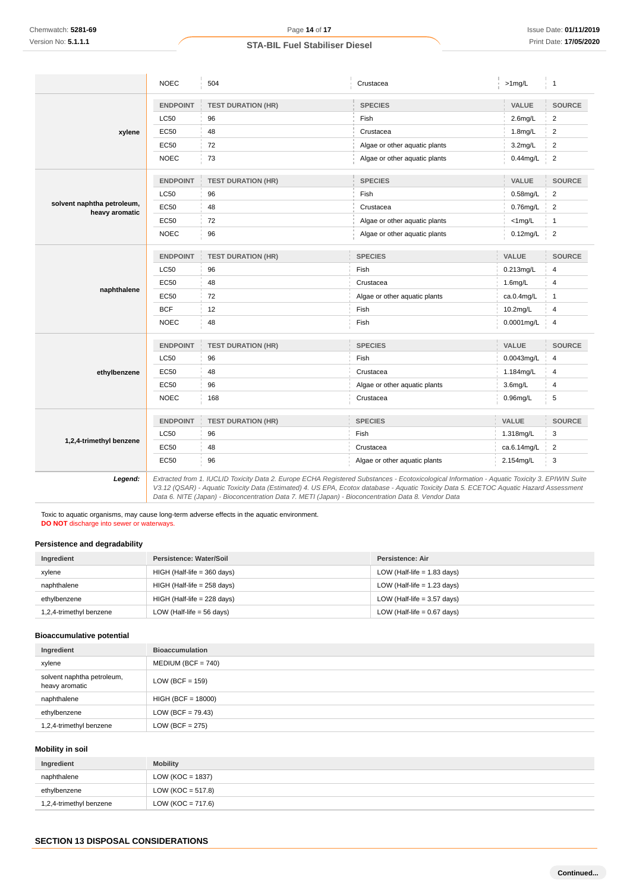| | ENDPOINT | TEST DURATION (HR) | SPECIES | VALUE | SOURCE |
|---|---|---|---|---|---|
| | NOEC | 504 | Crustacea | >1mg/L | 1 |

| xylene | ENDPOINT | TEST DURATION (HR) | SPECIES | VALUE | SOURCE |
|---|---|---|---|---|---|
| | LC50 | 96 | Fish | 2.6mg/L | 2 |
| | EC50 | 48 | Crustacea | 1.8mg/L | 2 |
| | EC50 | 72 | Algae or other aquatic plants | 3.2mg/L | 2 |
| | NOEC | 73 | Algae or other aquatic plants | 0.44mg/L | 2 |

| solvent naphtha petroleum, heavy aromatic | ENDPOINT | TEST DURATION (HR) | SPECIES | VALUE | SOURCE |
|---|---|---|---|---|---|
| | LC50 | 96 | Fish | 0.58mg/L | 2 |
| | EC50 | 48 | Crustacea | 0.76mg/L | 2 |
| | EC50 | 72 | Algae or other aquatic plants | <1mg/L | 1 |
| | NOEC | 96 | Algae or other aquatic plants | 0.12mg/L | 2 |

| naphthalene | ENDPOINT | TEST DURATION (HR) | SPECIES | VALUE | SOURCE |
|---|---|---|---|---|---|
| | LC50 | 96 | Fish | 0.213mg/L | 4 |
| | EC50 | 48 | Crustacea | 1.6mg/L | 4 |
| | EC50 | 72 | Algae or other aquatic plants | ca.0.4mg/L | 1 |
| | BCF | 12 | Fish | 10.2mg/L | 4 |
| | NOEC | 48 | Fish | 0.0001mg/L | 4 |

| ethylbenzene | ENDPOINT | TEST DURATION (HR) | SPECIES | VALUE | SOURCE |
|---|---|---|---|---|---|
| | LC50 | 96 | Fish | 0.0043mg/L | 4 |
| | EC50 | 48 | Crustacea | 1.184mg/L | 4 |
| | EC50 | 96 | Algae or other aquatic plants | 3.6mg/L | 4 |
| | NOEC | 168 | Crustacea | 0.96mg/L | 5 |

| 1,2,4-trimethyl benzene | ENDPOINT | TEST DURATION (HR) | SPECIES | VALUE | SOURCE |
|---|---|---|---|---|---|
| | LC50 | 96 | Fish | 1.318mg/L | 3 |
| | EC50 | 48 | Crustacea | ca.6.14mg/L | 2 |
| | EC50 | 96 | Algae or other aquatic plants | 2.154mg/L | 3 |

***Legend:*** *Extracted from 1. IUCLID Toxicity Data 2. Europe ECHA Registered Substances - Ecotoxicological Information - Aquatic Toxicity 3. EPIWIN Suite V3.12 (QSAR) - Aquatic Toxicity Data (Estimated) 4. US EPA, Ecotox database - Aquatic Toxicity Data 5. ECETOC Aquatic Hazard Assessment Data 6. NITE (Japan) - Bioconcentration Data 7. METI (Japan) - Bioconcentration Data 8. Vendor Data*

Toxic to aquatic organisms, may cause long-term adverse effects in the aquatic environment.
**DO NOT** discharge into sewer or waterways.

### Persistence and degradability

| Ingredient | Persistence: Water/Soil | Persistence: Air |
|---|---|---|
| xylene | HIGH (Half-life = 360 days) | LOW (Half-life = 1.83 days) |
| naphthalene | HIGH (Half-life = 258 days) | LOW (Half-life = 1.23 days) |
| ethylbenzene | HIGH (Half-life = 228 days) | LOW (Half-life = 3.57 days) |
| 1,2,4-trimethyl benzene | LOW (Half-life = 56 days) | LOW (Half-life = 0.67 days) |

### Bioaccumulative potential

| Ingredient | Bioaccumulation |
|---|---|
| xylene | MEDIUM (BCF = 740) |
| solvent naphtha petroleum, heavy aromatic | LOW (BCF = 159) |
| naphthalene | HIGH (BCF = 18000) |
| ethylbenzene | LOW (BCF = 79.43) |
| 1,2,4-trimethyl benzene | LOW (BCF = 275) |

### Mobility in soil

| Ingredient | Mobility |
|---|---|
| naphthalene | LOW (KOC = 1837) |
| ethylbenzene | LOW (KOC = 517.8) |
| 1,2,4-trimethyl benzene | LOW (KOC = 717.6) |

## SECTION 13 DISPOSAL CONSIDERATIONS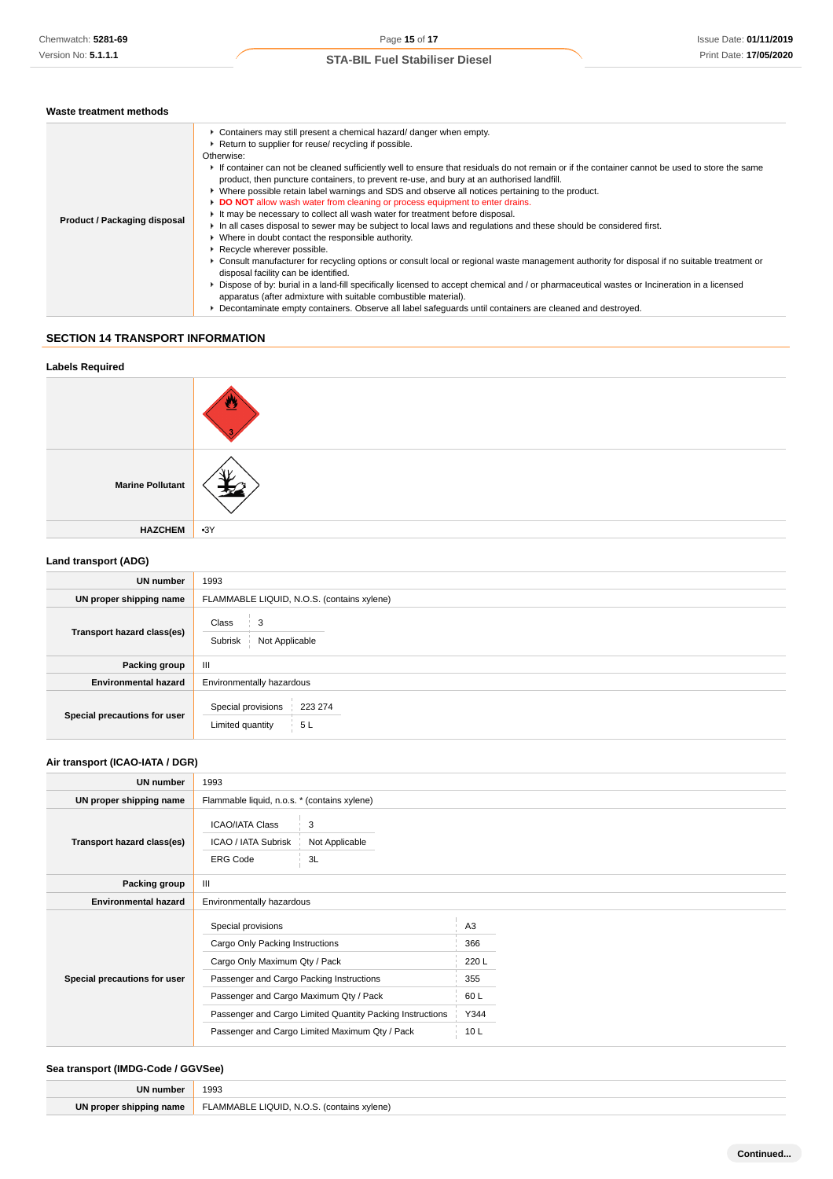### Waste treatment methods

| | |
|---|---|
| **Product / Packaging disposal** | ▸ Containers may still present a chemical hazard/ danger when empty.<br>▸ Return to supplier for reuse/ recycling if possible.<br>Otherwise:<br>▸ If container can not be cleaned sufficiently well to ensure that residuals do not remain or if the container cannot be used to store the same product, then puncture containers, to prevent re-use, and bury at an authorised landfill.<br>▸ Where possible retain label warnings and SDS and observe all notices pertaining to the product.<br>▸ **DO NOT** allow wash water from cleaning or process equipment to enter drains.<br>▸ It may be necessary to collect all wash water for treatment before disposal.<br>▸ In all cases disposal to sewer may be subject to local laws and regulations and these should be considered first.<br>▸ Where in doubt contact the responsible authority.<br>▸ Recycle wherever possible.<br>▸ Consult manufacturer for recycling options or consult local or regional waste management authority for disposal if no suitable treatment or disposal facility can be identified.<br>▸ Dispose of by: burial in a land-fill specifically licensed to accept chemical and / or pharmaceutical wastes or Incineration in a licensed apparatus (after admixture with suitable combustible material).<br>▸ Decontaminate empty containers. Observe all label safeguards until containers are cleaned and destroyed. |

## SECTION 14 TRANSPORT INFORMATION

### Labels Required

| | |
|---|---|
| | |
| **Marine Pollutant** | |
| **HAZCHEM** | •3Y |

### Land transport (ADG)

| | |
|---|---|
| **UN number** | 1993 |
| **UN proper shipping name** | FLAMMABLE LIQUID, N.O.S. (contains xylene) |
| **Transport hazard class(es)** | Class: 3<br>Subrisk: Not Applicable |
| **Packing group** | III |
| **Environmental hazard** | Environmentally hazardous |
| **Special precautions for user** | Special provisions: 223 274<br>Limited quantity: 5 L |

### Air transport (ICAO-IATA / DGR)

| | |
|---|---|
| **UN number** | 1993 |
| **UN proper shipping name** | Flammable liquid, n.o.s. * (contains xylene) |
| **Transport hazard class(es)** | ICAO/IATA Class: 3<br>ICAO / IATA Subrisk: Not Applicable<br>ERG Code: 3L |
| **Packing group** | III |
| **Environmental hazard** | Environmentally hazardous |
| **Special precautions for user** | Special provisions: A3<br>Cargo Only Packing Instructions: 366<br>Cargo Only Maximum Qty / Pack: 220 L<br>Passenger and Cargo Packing Instructions: 355<br>Passenger and Cargo Maximum Qty / Pack: 60 L<br>Passenger and Cargo Limited Quantity Packing Instructions: Y344<br>Passenger and Cargo Limited Maximum Qty / Pack: 10 L |

### Sea transport (IMDG-Code / GGVSee)

| | |
|---|---|
| **UN number** | 1993 |
| **UN proper shipping name** | FLAMMABLE LIQUID, N.O.S. (contains xylene) |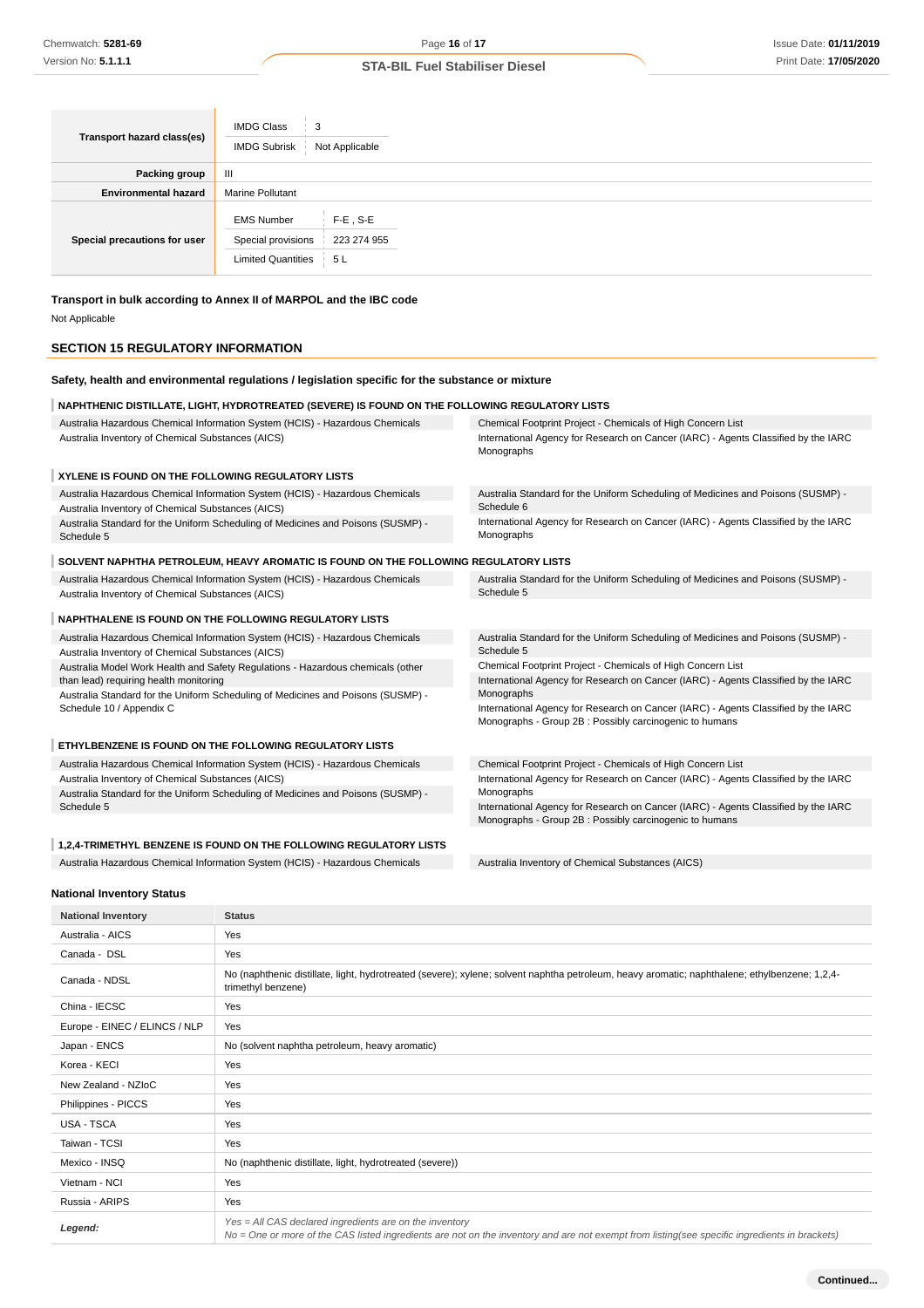| Transport hazard class(es) | IMDG Class: 3<br>IMDG Subrisk: Not Applicable |
|---|---|
| Packing group | III |
| Environmental hazard | Marine Pollutant |
| Special precautions for user | EMS Number: F-E , S-E<br>Special provisions: 223 274 955<br>Limited Quantities: 5 L |

**Transport in bulk according to Annex II of MARPOL and the IBC code**

Not Applicable

## SECTION 15 REGULATORY INFORMATION

**Safety, health and environmental regulations / legislation specific for the substance or mixture**

### NAPHTHENIC DISTILLATE, LIGHT, HYDROTREATED (SEVERE) IS FOUND ON THE FOLLOWING REGULATORY LISTS

- Australia Hazardous Chemical Information System (HCIS) - Hazardous Chemicals
- Australia Inventory of Chemical Substances (AICS)
- Chemical Footprint Project - Chemicals of High Concern List
- International Agency for Research on Cancer (IARC) - Agents Classified by the IARC Monographs

### XYLENE IS FOUND ON THE FOLLOWING REGULATORY LISTS

- Australia Hazardous Chemical Information System (HCIS) - Hazardous Chemicals
- Australia Inventory of Chemical Substances (AICS)
- Australia Standard for the Uniform Scheduling of Medicines and Poisons (SUSMP) - Schedule 5
- Australia Standard for the Uniform Scheduling of Medicines and Poisons (SUSMP) - Schedule 6
- International Agency for Research on Cancer (IARC) - Agents Classified by the IARC Monographs

### SOLVENT NAPHTHA PETROLEUM, HEAVY AROMATIC IS FOUND ON THE FOLLOWING REGULATORY LISTS

- Australia Hazardous Chemical Information System (HCIS) - Hazardous Chemicals
- Australia Inventory of Chemical Substances (AICS)
- Australia Standard for the Uniform Scheduling of Medicines and Poisons (SUSMP) - Schedule 5

### NAPHTHALENE IS FOUND ON THE FOLLOWING REGULATORY LISTS

- Australia Hazardous Chemical Information System (HCIS) - Hazardous Chemicals
- Australia Inventory of Chemical Substances (AICS)
- Australia Model Work Health and Safety Regulations - Hazardous chemicals (other than lead) requiring health monitoring
- Australia Standard for the Uniform Scheduling of Medicines and Poisons (SUSMP) - Schedule 10 / Appendix C
- Australia Standard for the Uniform Scheduling of Medicines and Poisons (SUSMP) - Schedule 5
- Chemical Footprint Project - Chemicals of High Concern List
- International Agency for Research on Cancer (IARC) - Agents Classified by the IARC Monographs
- International Agency for Research on Cancer (IARC) - Agents Classified by the IARC Monographs - Group 2B : Possibly carcinogenic to humans

### ETHYLBENZENE IS FOUND ON THE FOLLOWING REGULATORY LISTS

- Australia Hazardous Chemical Information System (HCIS) - Hazardous Chemicals
- Australia Inventory of Chemical Substances (AICS)
- Australia Standard for the Uniform Scheduling of Medicines and Poisons (SUSMP) - Schedule 5
- Chemical Footprint Project - Chemicals of High Concern List
- International Agency for Research on Cancer (IARC) - Agents Classified by the IARC Monographs
- International Agency for Research on Cancer (IARC) - Agents Classified by the IARC Monographs - Group 2B : Possibly carcinogenic to humans

### 1,2,4-TRIMETHYL BENZENE IS FOUND ON THE FOLLOWING REGULATORY LISTS

- Australia Hazardous Chemical Information System (HCIS) - Hazardous Chemicals
- Australia Inventory of Chemical Substances (AICS)

**National Inventory Status**

| National Inventory | Status |
|---|---|
| Australia - AICS | Yes |
| Canada - DSL | Yes |
| Canada - NDSL | No (naphthenic distillate, light, hydrotreated (severe); xylene; solvent naphtha petroleum, heavy aromatic; naphthalene; ethylbenzene; 1,2,4-trimethyl benzene) |
| China - IECSC | Yes |
| Europe - EINEC / ELINCS / NLP | Yes |
| Japan - ENCS | No (solvent naphtha petroleum, heavy aromatic) |
| Korea - KECI | Yes |
| New Zealand - NZIoC | Yes |
| Philippines - PICCS | Yes |
| USA - TSCA | Yes |
| Taiwan - TCSI | Yes |
| Mexico - INSQ | No (naphthenic distillate, light, hydrotreated (severe)) |
| Vietnam - NCI | Yes |
| Russia - ARIPS | Yes |
| ***Legend:*** | *Yes = All CAS declared ingredients are on the inventory*<br>*No = One or more of the CAS listed ingredients are not on the inventory and are not exempt from listing(see specific ingredients in brackets)* |

**Continued...**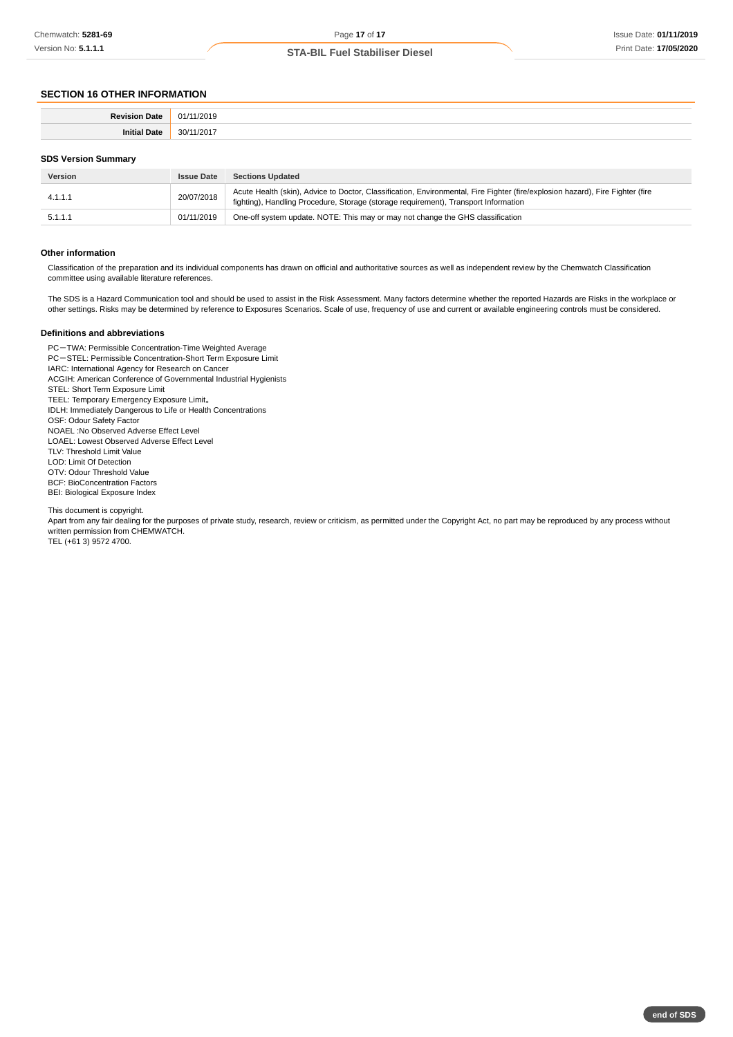## SECTION 16 OTHER INFORMATION

| | |
|---|---|
| **Revision Date** | 01/11/2019 |
| **Initial Date** | 30/11/2017 |

### SDS Version Summary

| Version | Issue Date | Sections Updated |
|---|---|---|
| 4.1.1.1 | 20/07/2018 | Acute Health (skin), Advice to Doctor, Classification, Environmental, Fire Fighter (fire/explosion hazard), Fire Fighter (fire fighting), Handling Procedure, Storage (storage requirement), Transport Information |
| 5.1.1.1 | 01/11/2019 | One-off system update. NOTE: This may or may not change the GHS classification |

### Other information

Classification of the preparation and its individual components has drawn on official and authoritative sources as well as independent review by the Chemwatch Classification committee using available literature references.

The SDS is a Hazard Communication tool and should be used to assist in the Risk Assessment. Many factors determine whether the reported Hazards are Risks in the workplace or other settings. Risks may be determined by reference to Exposures Scenarios. Scale of use, frequency of use and current or available engineering controls must be considered.

### Definitions and abbreviations

PC－TWA: Permissible Concentration-Time Weighted Average  
PC－STEL: Permissible Concentration-Short Term Exposure Limit  
IARC: International Agency for Research on Cancer  
ACGIH: American Conference of Governmental Industrial Hygienists  
STEL: Short Term Exposure Limit  
TEEL: Temporary Emergency Exposure Limit。  
IDLH: Immediately Dangerous to Life or Health Concentrations  
OSF: Odour Safety Factor  
NOAEL :No Observed Adverse Effect Level  
LOAEL: Lowest Observed Adverse Effect Level  
TLV: Threshold Limit Value  
LOD: Limit Of Detection  
OTV: Odour Threshold Value  
BCF: BioConcentration Factors  
BEI: Biological Exposure Index

This document is copyright.  
Apart from any fair dealing for the purposes of private study, research, review or criticism, as permitted under the Copyright Act, no part may be reproduced by any process without written permission from CHEMWATCH.  
TEL (+61 3) 9572 4700.

end of SDS